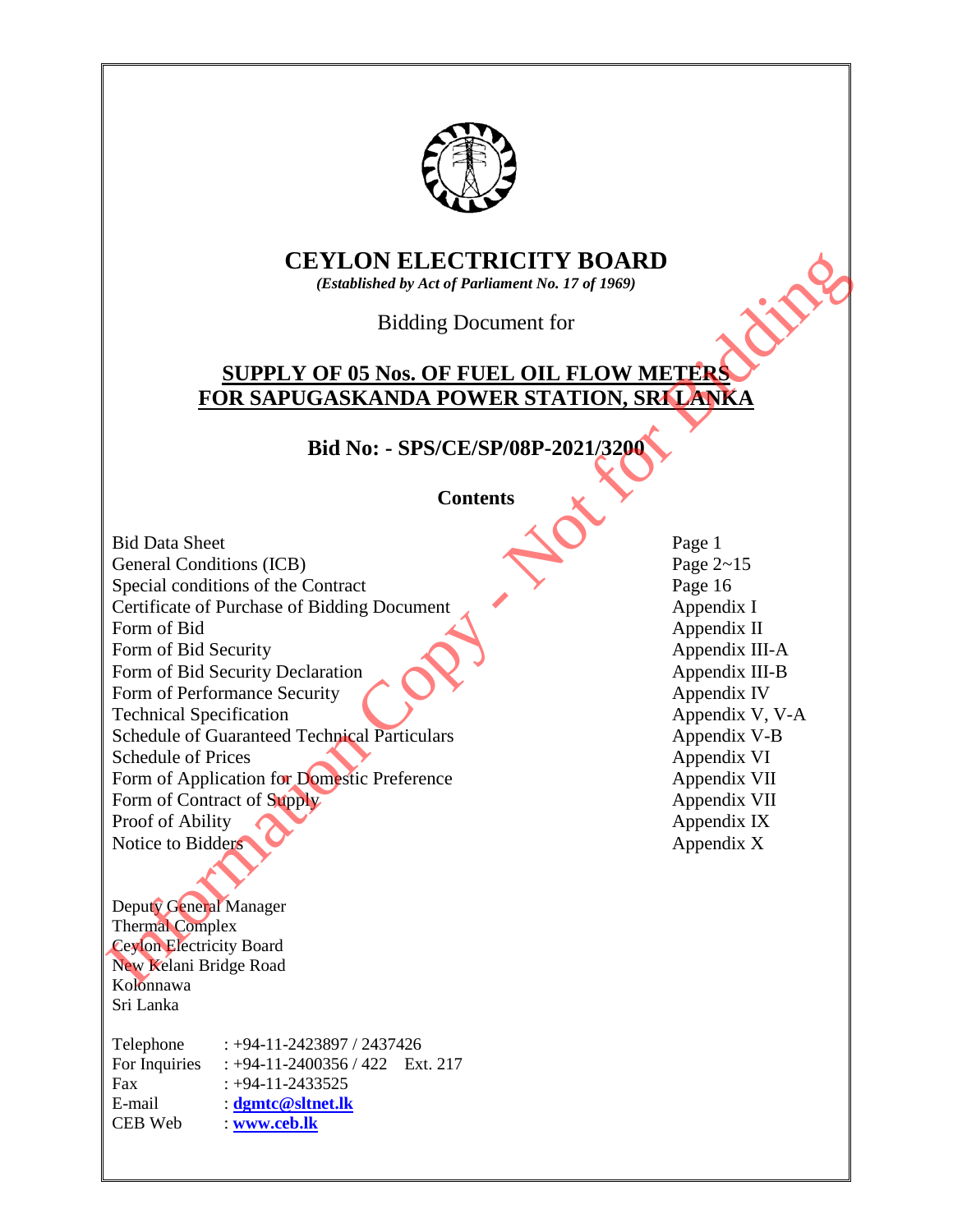# CEYLON ELECTRICITY BOARD

***(Established by Act of Parliament No. 17 of 1969)***

Bidding Document for

## SUPPLY OF 05 Nos. OF FUEL OIL FLOW METERS FOR SAPUGASKANDA POWER STATION, SRI LANKA

### Bid No: - SPS/CE/SP/08P-2021/3200

**Contents**

| | |
|---|---|
| Bid Data Sheet | Page 1 |
| General Conditions (ICB) | Page 2~15 |
| Special conditions of the Contract | Page 16 |
| Certificate of Purchase of Bidding Document | Appendix I |
| Form of Bid | Appendix II |
| Form of Bid Security | Appendix III-A |
| Form of Bid Security Declaration | Appendix III-B |
| Form of Performance Security | Appendix IV |
| Technical Specification | Appendix V, V-A |
| Schedule of Guaranteed Technical Particulars | Appendix V-B |
| Schedule of Prices | Appendix VI |
| Form of Application for Domestic Preference | Appendix VII |
| Form of Contract of Supply | Appendix VII |
| Proof of Ability | Appendix IX |
| Notice to Bidders | Appendix X |

Deputy General Manager
Thermal Complex
Ceylon Electricity Board
New Kelani Bridge Road
Kolonnawa
Sri Lanka

| | |
|---|---|
| Telephone | : +94-11-2423897 / 2437426 |
| For Inquiries | : +94-11-2400356 / 422 Ext. 217 |
| Fax | : +94-11-2433525 |
| E-mail | : **dgmtc@sltnet.lk** |
| CEB Web | : **www.ceb.lk** |

Information Copy - Not for Bidding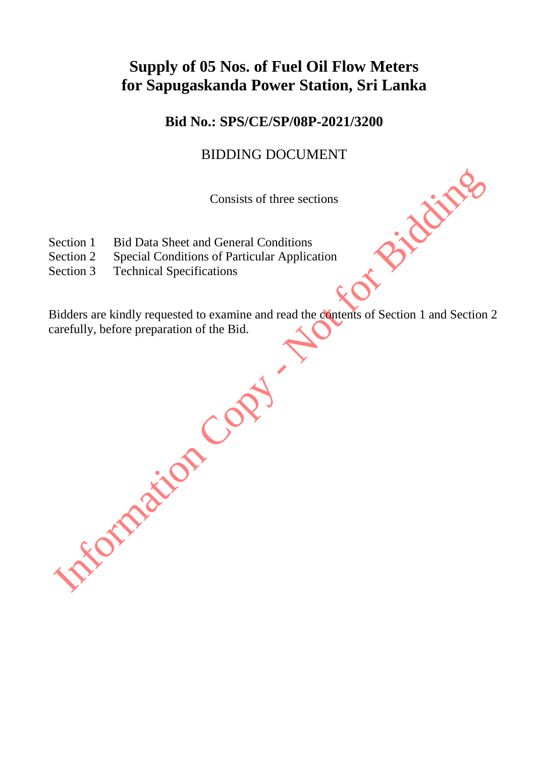# Supply of 05 Nos. of Fuel Oil Flow Meters for Sapugaskanda Power Station, Sri Lanka

## Bid No.: SPS/CE/SP/08P-2021/3200

BIDDING DOCUMENT

Consists of three sections

Section 1 Bid Data Sheet and General Conditions
Section 2 Special Conditions of Particular Application
Section 3 Technical Specifications

Bidders are kindly requested to examine and read the contents of Section 1 and Section 2 carefully, before preparation of the Bid.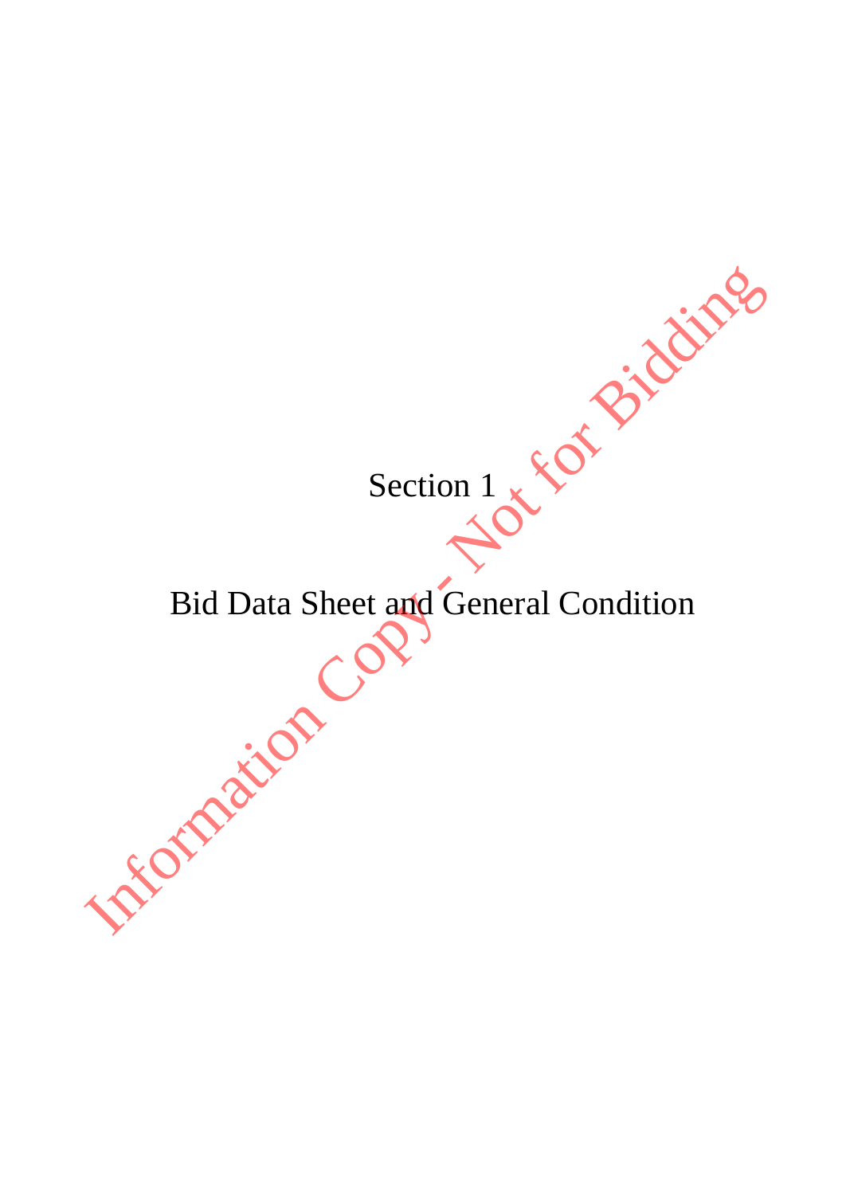# Section 1

## Bid Data Sheet and General Condition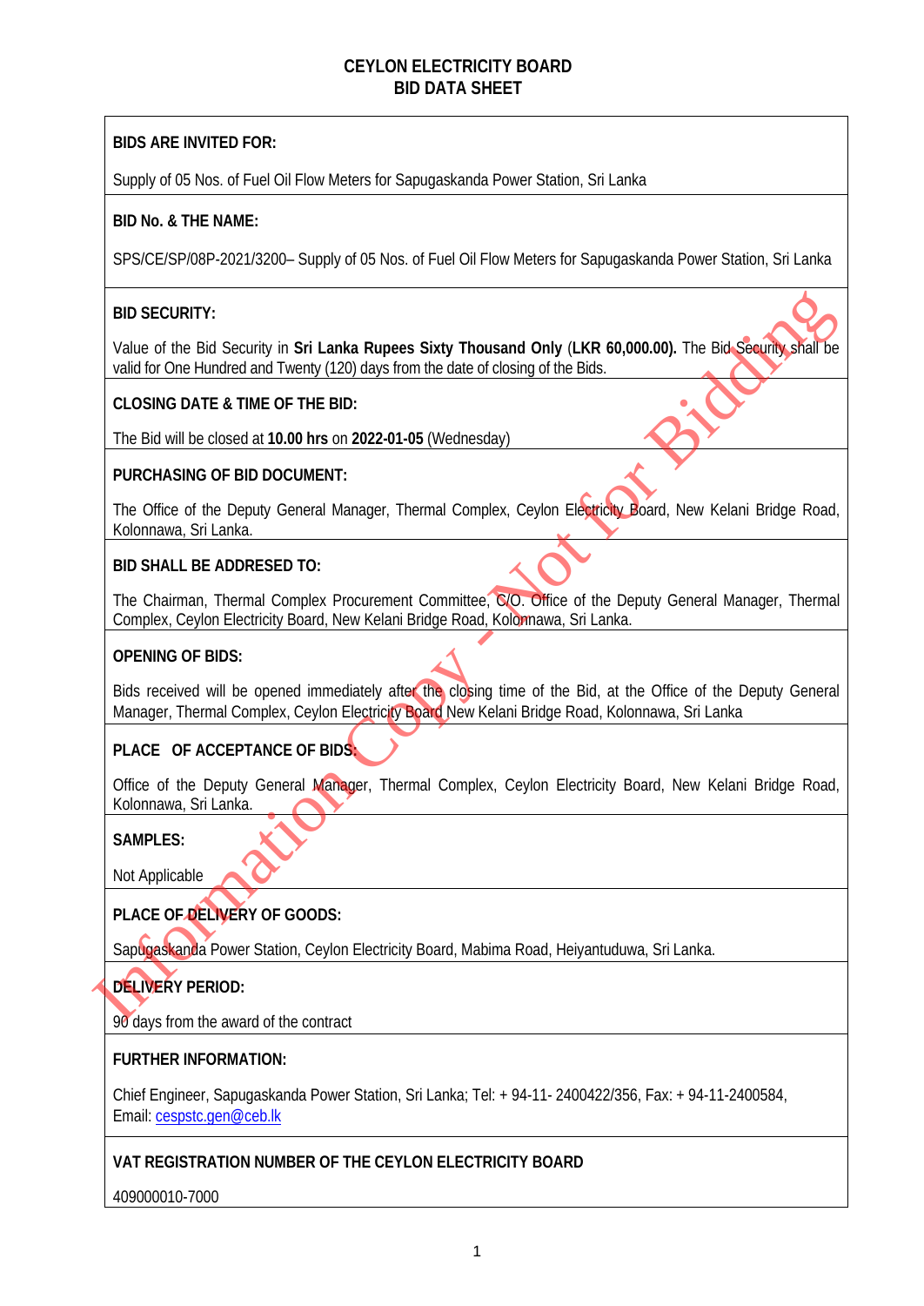# CEYLON ELECTRICITY BOARD
## BID DATA SHEET

**BIDS ARE INVITED FOR:**

Supply of 05 Nos. of Fuel Oil Flow Meters for Sapugaskanda Power Station, Sri Lanka

**BID No. & THE NAME:**

SPS/CE/SP/08P-2021/3200– Supply of 05 Nos. of Fuel Oil Flow Meters for Sapugaskanda Power Station, Sri Lanka

**BID SECURITY:**

Value of the Bid Security in **Sri Lanka Rupees Sixty Thousand Only** (**LKR 60,000.00).** The Bid Security shall be valid for One Hundred and Twenty (120) days from the date of closing of the Bids.

**CLOSING DATE & TIME OF THE BID:**

The Bid will be closed at **10.00 hrs** on **2022-01-05** (Wednesday)

**PURCHASING OF BID DOCUMENT:**

The Office of the Deputy General Manager, Thermal Complex, Ceylon Electricity Board, New Kelani Bridge Road, Kolonnawa, Sri Lanka.

**BID SHALL BE ADDRESED TO:**

The Chairman, Thermal Complex Procurement Committee, C/O. Office of the Deputy General Manager, Thermal Complex, Ceylon Electricity Board, New Kelani Bridge Road, Kolonnawa, Sri Lanka.

**OPENING OF BIDS:**

Bids received will be opened immediately after the closing time of the Bid, at the Office of the Deputy General Manager, Thermal Complex, Ceylon Electricity Board New Kelani Bridge Road, Kolonnawa, Sri Lanka

**PLACE OF ACCEPTANCE OF BIDS:**

Office of the Deputy General Manager, Thermal Complex, Ceylon Electricity Board, New Kelani Bridge Road, Kolonnawa, Sri Lanka.

**SAMPLES:**

Not Applicable

**PLACE OF DELIVERY OF GOODS:**

Sapugaskanda Power Station, Ceylon Electricity Board, Mabima Road, Heiyantuduwa, Sri Lanka.

**DELIVERY PERIOD:**

90 days from the award of the contract

**FURTHER INFORMATION:**

Chief Engineer, Sapugaskanda Power Station, Sri Lanka; Tel: + 94-11- 2400422/356, Fax: + 94-11-2400584, Email: cespstc.gen@ceb.lk

**VAT REGISTRATION NUMBER OF THE CEYLON ELECTRICITY BOARD**

409000010-7000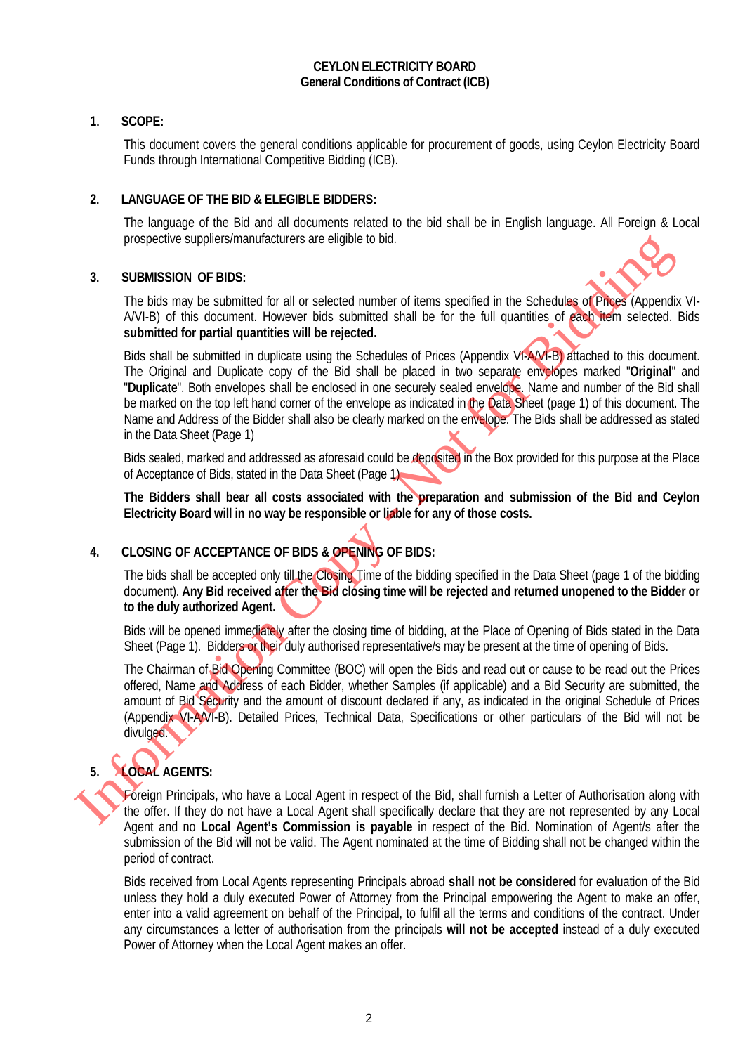**CEYLON ELECTRICITY BOARD**
**General Conditions of Contract (ICB)**

**1. SCOPE:**

This document covers the general conditions applicable for procurement of goods, using Ceylon Electricity Board Funds through International Competitive Bidding (ICB).

**2. LANGUAGE OF THE BID & ELEGIBLE BIDDERS:**

The language of the Bid and all documents related to the bid shall be in English language. All Foreign & Local prospective suppliers/manufacturers are eligible to bid.

**3. SUBMISSION OF BIDS:**

The bids may be submitted for all or selected number of items specified in the Schedules of Prices (Appendix VI-A/VI-B) of this document. However bids submitted shall be for the full quantities of each item selected. Bids **submitted for partial quantities will be rejected.**

Bids shall be submitted in duplicate using the Schedules of Prices (Appendix VI-A/VI-B) attached to this document. The Original and Duplicate copy of the Bid shall be placed in two separate envelopes marked "**Original**" and "**Duplicate**". Both envelopes shall be enclosed in one securely sealed envelope. Name and number of the Bid shall be marked on the top left hand corner of the envelope as indicated in the Data Sheet (page 1) of this document. The Name and Address of the Bidder shall also be clearly marked on the envelope. The Bids shall be addressed as stated in the Data Sheet (Page 1)

Bids sealed, marked and addressed as aforesaid could be deposited in the Box provided for this purpose at the Place of Acceptance of Bids, stated in the Data Sheet (Page 1)

**The Bidders shall bear all costs associated with the preparation and submission of the Bid and Ceylon Electricity Board will in no way be responsible or liable for any of those costs.**

**4. CLOSING OF ACCEPTANCE OF BIDS & OPENING OF BIDS:**

The bids shall be accepted only till the Closing Time of the bidding specified in the Data Sheet (page 1 of the bidding document). **Any Bid received after the Bid closing time will be rejected and returned unopened to the Bidder or to the duly authorized Agent.**

Bids will be opened immediately after the closing time of bidding, at the Place of Opening of Bids stated in the Data Sheet (Page 1). Bidders or their duly authorised representative/s may be present at the time of opening of Bids.

The Chairman of Bid Opening Committee (BOC) will open the Bids and read out or cause to be read out the Prices offered, Name and Address of each Bidder, whether Samples (if applicable) and a Bid Security are submitted, the amount of Bid Security and the amount of discount declared if any, as indicated in the original Schedule of Prices (Appendix VI-A/VI-B)**.** Detailed Prices, Technical Data, Specifications or other particulars of the Bid will not be divulged.

**5. LOCAL AGENTS:**

Foreign Principals, who have a Local Agent in respect of the Bid, shall furnish a Letter of Authorisation along with the offer. If they do not have a Local Agent shall specifically declare that they are not represented by any Local Agent and no **Local Agent's Commission is payable** in respect of the Bid. Nomination of Agent/s after the submission of the Bid will not be valid. The Agent nominated at the time of Bidding shall not be changed within the period of contract.

Bids received from Local Agents representing Principals abroad **shall not be considered** for evaluation of the Bid unless they hold a duly executed Power of Attorney from the Principal empowering the Agent to make an offer, enter into a valid agreement on behalf of the Principal, to fulfil all the terms and conditions of the contract. Under any circumstances a letter of authorisation from the principals **will not be accepted** instead of a duly executed Power of Attorney when the Local Agent makes an offer.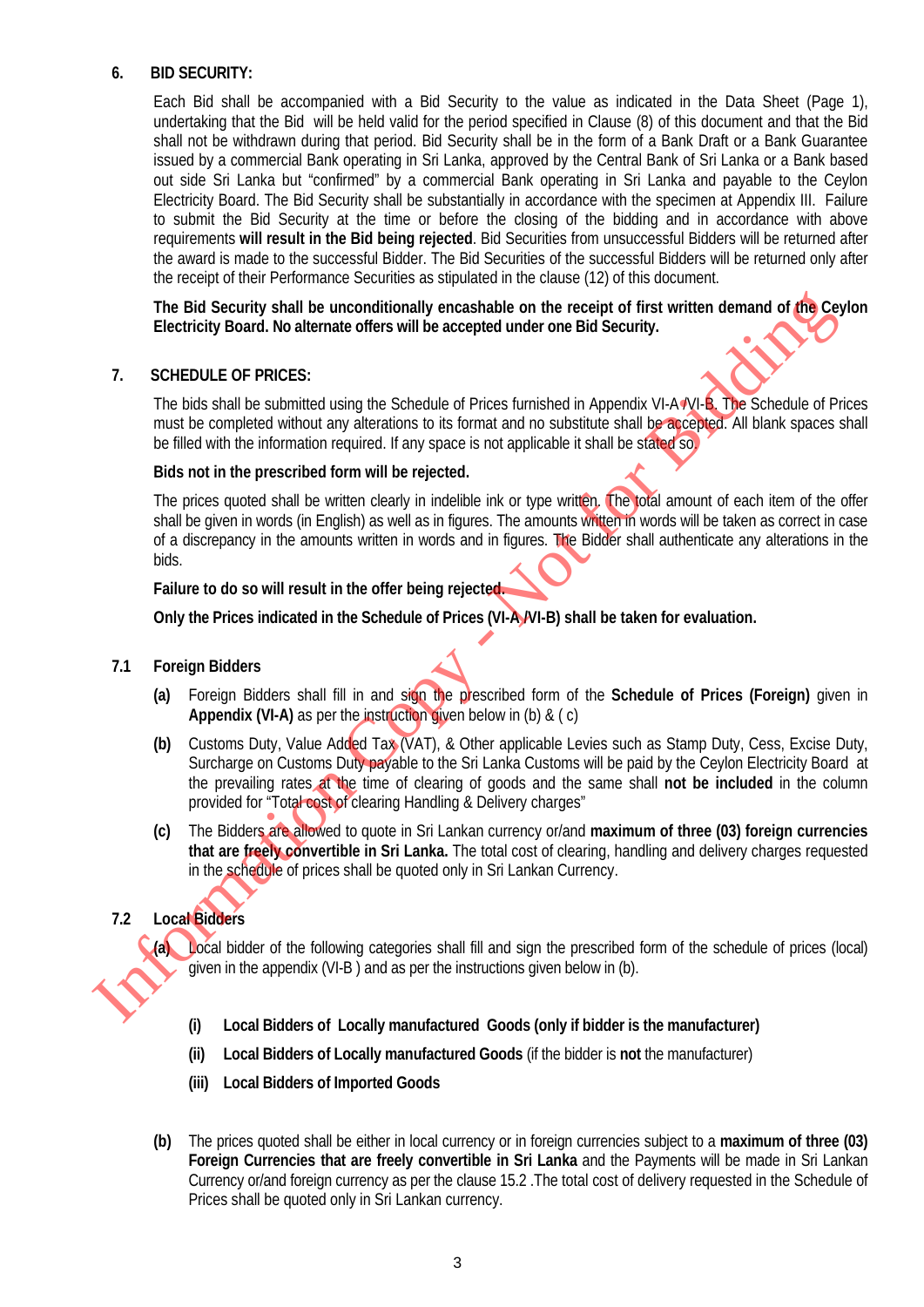## 6. BID SECURITY:

Each Bid shall be accompanied with a Bid Security to the value as indicated in the Data Sheet (Page 1), undertaking that the Bid will be held valid for the period specified in Clause (8) of this document and that the Bid shall not be withdrawn during that period. Bid Security shall be in the form of a Bank Draft or a Bank Guarantee issued by a commercial Bank operating in Sri Lanka, approved by the Central Bank of Sri Lanka or a Bank based out side Sri Lanka but "confirmed" by a commercial Bank operating in Sri Lanka and payable to the Ceylon Electricity Board. The Bid Security shall be substantially in accordance with the specimen at Appendix III. Failure to submit the Bid Security at the time or before the closing of the bidding and in accordance with above requirements **will result in the Bid being rejected**. Bid Securities from unsuccessful Bidders will be returned after the award is made to the successful Bidder. The Bid Securities of the successful Bidders will be returned only after the receipt of their Performance Securities as stipulated in the clause (12) of this document.

**The Bid Security shall be unconditionally encashable on the receipt of first written demand of the Ceylon Electricity Board. No alternate offers will be accepted under one Bid Security.**

## 7. SCHEDULE OF PRICES:

The bids shall be submitted using the Schedule of Prices furnished in Appendix VI-A /VI-B. The Schedule of Prices must be completed without any alterations to its format and no substitute shall be accepted. All blank spaces shall be filled with the information required. If any space is not applicable it shall be stated so.

**Bids not in the prescribed form will be rejected.**

The prices quoted shall be written clearly in indelible ink or type written. The total amount of each item of the offer shall be given in words (in English) as well as in figures. The amounts written in words will be taken as correct in case of a discrepancy in the amounts written in words and in figures. The Bidder shall authenticate any alterations in the bids.

**Failure to do so will result in the offer being rejected.**

**Only the Prices indicated in the Schedule of Prices (VI-A /VI-B) shall be taken for evaluation.**

### 7.1 Foreign Bidders

**(a)** Foreign Bidders shall fill in and sign the prescribed form of the **Schedule of Prices (Foreign)** given in **Appendix (VI-A)** as per the instruction given below in (b) & ( c)

**(b)** Customs Duty, Value Added Tax (VAT), & Other applicable Levies such as Stamp Duty, Cess, Excise Duty, Surcharge on Customs Duty payable to the Sri Lanka Customs will be paid by the Ceylon Electricity Board at the prevailing rates at the time of clearing of goods and the same shall **not be included** in the column provided for "Total cost of clearing Handling & Delivery charges"

**(c)** The Bidders are allowed to quote in Sri Lankan currency or/and **maximum of three (03) foreign currencies that are freely convertible in Sri Lanka.** The total cost of clearing, handling and delivery charges requested in the schedule of prices shall be quoted only in Sri Lankan Currency.

### 7.2 Local Bidders

**(a)** Local bidder of the following categories shall fill and sign the prescribed form of the schedule of prices (local) given in the appendix (VI-B ) and as per the instructions given below in (b).

**(i) Local Bidders of Locally manufactured Goods (only if bidder is the manufacturer)**

**(ii) Local Bidders of Locally manufactured Goods** (if the bidder is **not** the manufacturer)

**(iii) Local Bidders of Imported Goods**

**(b)** The prices quoted shall be either in local currency or in foreign currencies subject to a **maximum of three (03) Foreign Currencies that are freely convertible in Sri Lanka** and the Payments will be made in Sri Lankan Currency or/and foreign currency as per the clause 15.2 .The total cost of delivery requested in the Schedule of Prices shall be quoted only in Sri Lankan currency.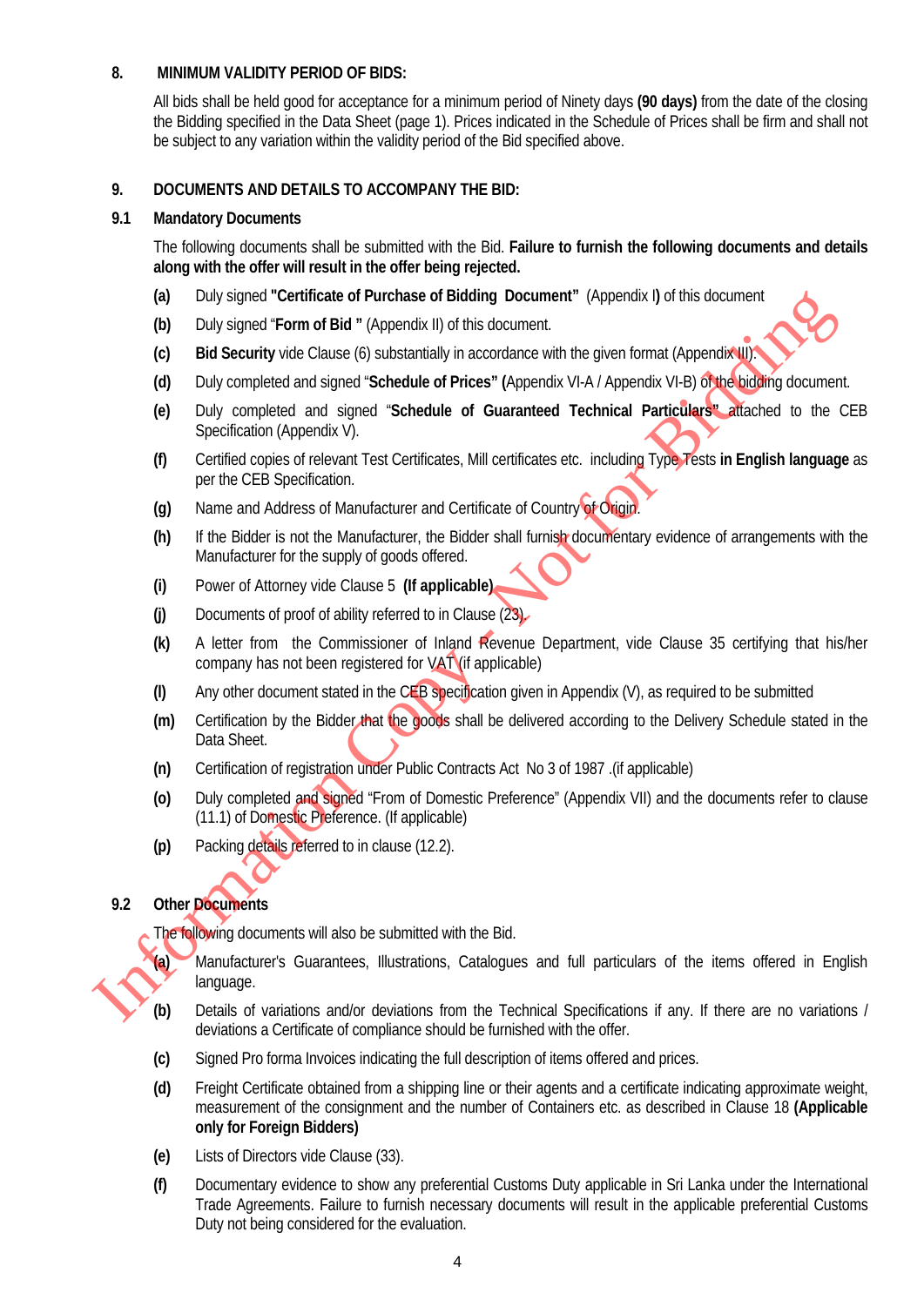## 8. MINIMUM VALIDITY PERIOD OF BIDS:

All bids shall be held good for acceptance for a minimum period of Ninety days **(90 days)** from the date of the closing the Bidding specified in the Data Sheet (page 1). Prices indicated in the Schedule of Prices shall be firm and shall not be subject to any variation within the validity period of the Bid specified above.

## 9. DOCUMENTS AND DETAILS TO ACCOMPANY THE BID:

### 9.1 Mandatory Documents

The following documents shall be submitted with the Bid. **Failure to furnish the following documents and details along with the offer will result in the offer being rejected.**

- **(a)** Duly signed **"Certificate of Purchase of Bidding Document"** (Appendix I**)** of this document
- **(b)** Duly signed "**Form of Bid "** (Appendix II) of this document.
- **(c)** **Bid Security** vide Clause (6) substantially in accordance with the given format (Appendix III).
- **(d)** Duly completed and signed "**Schedule of Prices" (**Appendix VI-A / Appendix VI-B) of the bidding document.
- **(e)** Duly completed and signed "**Schedule of Guaranteed Technical Particulars"** attached to the CEB Specification (Appendix V).
- **(f)** Certified copies of relevant Test Certificates, Mill certificates etc. including Type Tests **in English language** as per the CEB Specification.
- **(g)** Name and Address of Manufacturer and Certificate of Country of Origin.
- **(h)** If the Bidder is not the Manufacturer, the Bidder shall furnish documentary evidence of arrangements with the Manufacturer for the supply of goods offered.
- **(i)** Power of Attorney vide Clause 5 **(If applicable)**
- **(j)** Documents of proof of ability referred to in Clause (23).
- **(k)** A letter from the Commissioner of Inland Revenue Department, vide Clause 35 certifying that his/her company has not been registered for VAT (if applicable)
- **(l)** Any other document stated in the CEB specification given in Appendix (V), as required to be submitted
- **(m)** Certification by the Bidder that the goods shall be delivered according to the Delivery Schedule stated in the Data Sheet.
- **(n)** Certification of registration under Public Contracts Act No 3 of 1987 .(if applicable)
- **(o)** Duly completed and signed "From of Domestic Preference" (Appendix VII) and the documents refer to clause (11.1) of Domestic Preference. (If applicable)
- **(p)** Packing details referred to in clause (12.2).

### 9.2 Other Documents

The following documents will also be submitted with the Bid.

- **(a)** Manufacturer's Guarantees, Illustrations, Catalogues and full particulars of the items offered in English language.
- **(b)** Details of variations and/or deviations from the Technical Specifications if any. If there are no variations / deviations a Certificate of compliance should be furnished with the offer.
- **(c)** Signed Pro forma Invoices indicating the full description of items offered and prices.
- **(d)** Freight Certificate obtained from a shipping line or their agents and a certificate indicating approximate weight, measurement of the consignment and the number of Containers etc. as described in Clause 18 **(Applicable only for Foreign Bidders)**
- **(e)** Lists of Directors vide Clause (33).
- **(f)** Documentary evidence to show any preferential Customs Duty applicable in Sri Lanka under the International Trade Agreements. Failure to furnish necessary documents will result in the applicable preferential Customs Duty not being considered for the evaluation.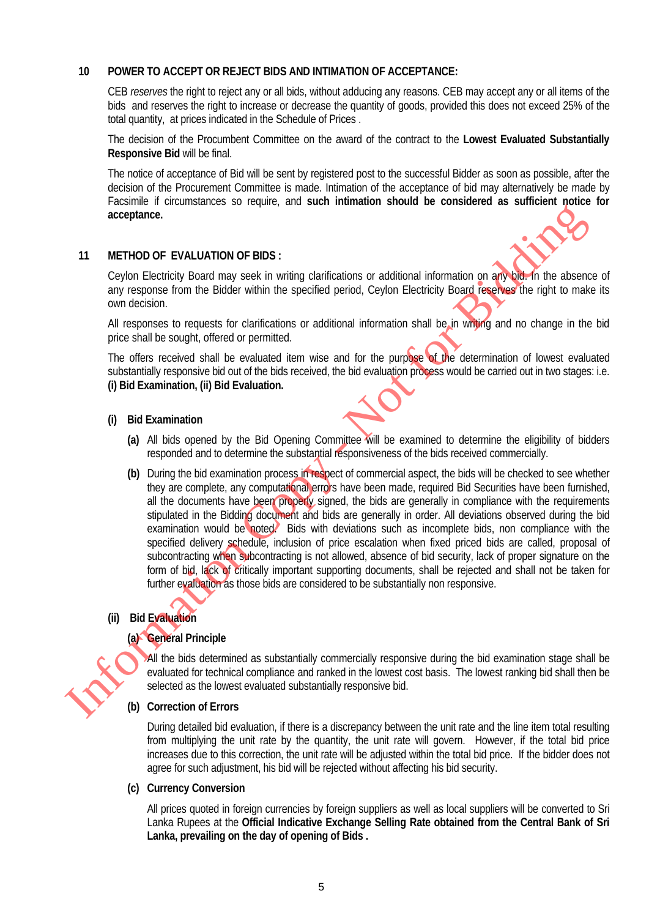## 10 POWER TO ACCEPT OR REJECT BIDS AND INTIMATION OF ACCEPTANCE:

CEB *reserves* the right to reject any or all bids, without adducing any reasons. CEB may accept any or all items of the bids and reserves the right to increase or decrease the quantity of goods, provided this does not exceed 25% of the total quantity, at prices indicated in the Schedule of Prices .

The decision of the Procumbent Committee on the award of the contract to the **Lowest Evaluated Substantially Responsive Bid** will be final.

The notice of acceptance of Bid will be sent by registered post to the successful Bidder as soon as possible, after the decision of the Procurement Committee is made. Intimation of the acceptance of bid may alternatively be made by Facsimile if circumstances so require, and **such intimation should be considered as sufficient notice for acceptance.**

## 11 METHOD OF EVALUATION OF BIDS :

Ceylon Electricity Board may seek in writing clarifications or additional information on any bid. In the absence of any response from the Bidder within the specified period, Ceylon Electricity Board reserves the right to make its own decision.

All responses to requests for clarifications or additional information shall be in writing and no change in the bid price shall be sought, offered or permitted.

The offers received shall be evaluated item wise and for the purpose of the determination of lowest evaluated substantially responsive bid out of the bids received, the bid evaluation process would be carried out in two stages: i.e. **(i) Bid Examination, (ii) Bid Evaluation.**

### (i) Bid Examination

**(a)** All bids opened by the Bid Opening Committee will be examined to determine the eligibility of bidders responded and to determine the substantial responsiveness of the bids received commercially.

**(b)** During the bid examination process in respect of commercial aspect, the bids will be checked to see whether they are complete, any computational errors have been made, required Bid Securities have been furnished, all the documents have been properly signed, the bids are generally in compliance with the requirements stipulated in the Bidding document and bids are generally in order. All deviations observed during the bid examination would be noted. Bids with deviations such as incomplete bids, non compliance with the specified delivery schedule, inclusion of price escalation when fixed priced bids are called, proposal of subcontracting when subcontracting is not allowed, absence of bid security, lack of proper signature on the form of bid, lack of critically important supporting documents, shall be rejected and shall not be taken for further evaluation as those bids are considered to be substantially non responsive.

### (ii) Bid Evaluation

**(a) General Principle**

All the bids determined as substantially commercially responsive during the bid examination stage shall be evaluated for technical compliance and ranked in the lowest cost basis. The lowest ranking bid shall then be selected as the lowest evaluated substantially responsive bid.

**(b) Correction of Errors**

During detailed bid evaluation, if there is a discrepancy between the unit rate and the line item total resulting from multiplying the unit rate by the quantity, the unit rate will govern. However, if the total bid price increases due to this correction, the unit rate will be adjusted within the total bid price. If the bidder does not agree for such adjustment, his bid will be rejected without affecting his bid security.

**(c) Currency Conversion**

All prices quoted in foreign currencies by foreign suppliers as well as local suppliers will be converted to Sri Lanka Rupees at the **Official Indicative Exchange Selling Rate obtained from the Central Bank of Sri Lanka, prevailing on the day of opening of Bids .**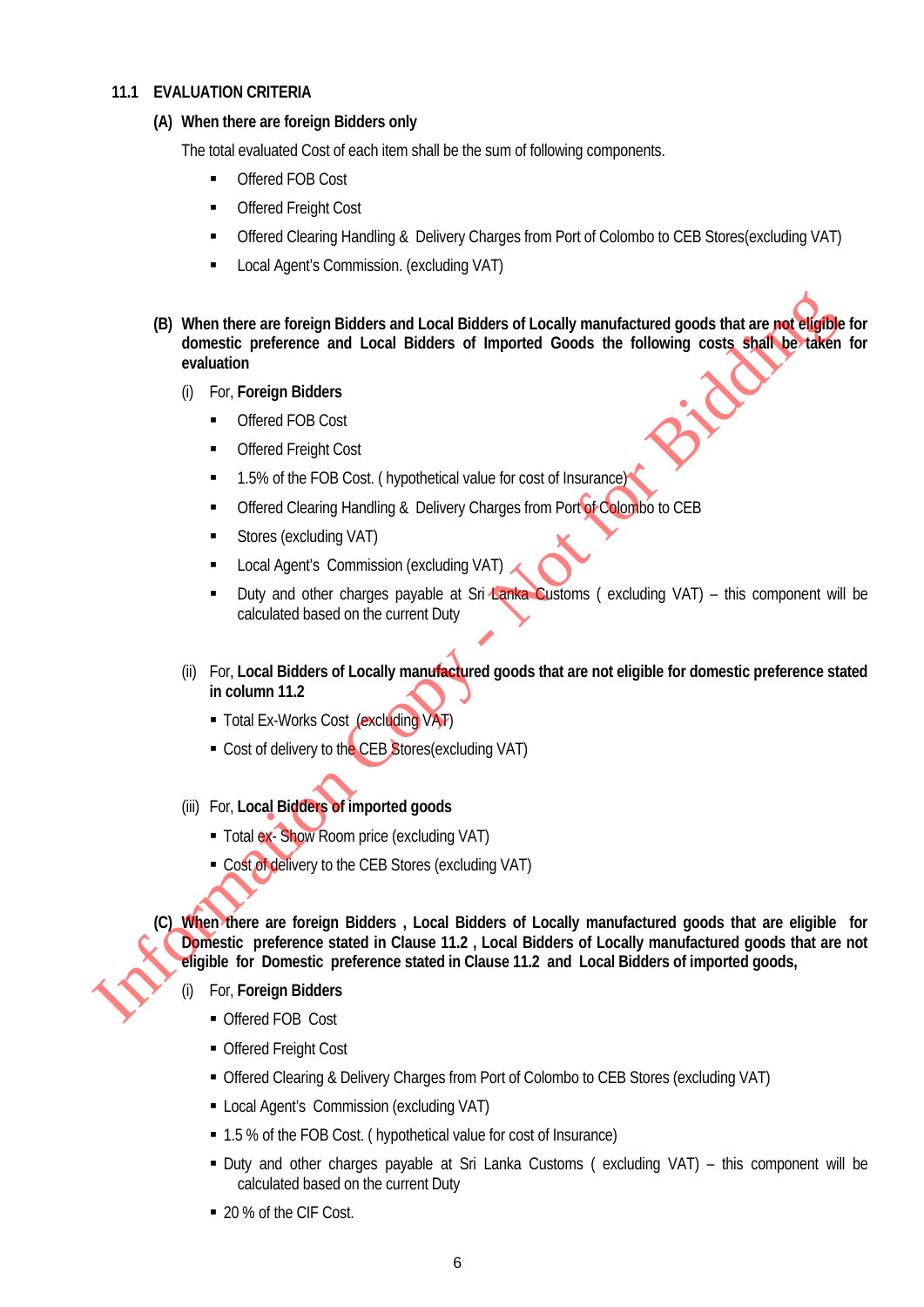### 11.1 EVALUATION CRITERIA

**(A) When there are foreign Bidders only**

The total evaluated Cost of each item shall be the sum of following components.

- Offered FOB Cost
- Offered Freight Cost
- Offered Clearing Handling & Delivery Charges from Port of Colombo to CEB Stores(excluding VAT)
- Local Agent's Commission. (excluding VAT)

**(B) When there are foreign Bidders and Local Bidders of Locally manufactured goods that are not eligible for domestic preference and Local Bidders of Imported Goods the following costs shall be taken for evaluation**

(i) For, **Foreign Bidders**

- Offered FOB Cost
- Offered Freight Cost
- 1.5% of the FOB Cost. ( hypothetical value for cost of Insurance)
- Offered Clearing Handling & Delivery Charges from Port of Colombo to CEB
- Stores (excluding VAT)
- Local Agent's Commission (excluding VAT)
- Duty and other charges payable at Sri Lanka Customs ( excluding VAT) – this component will be calculated based on the current Duty

(ii) For, **Local Bidders of Locally manufactured goods that are not eligible for domestic preference stated in column 11.2**

- Total Ex-Works Cost (excluding VAT)
- Cost of delivery to the CEB Stores(excluding VAT)

(iii) For, **Local Bidders of imported goods**

- Total ex- Show Room price (excluding VAT)
- Cost of delivery to the CEB Stores (excluding VAT)

**(C) When there are foreign Bidders , Local Bidders of Locally manufactured goods that are eligible for Domestic preference stated in Clause 11.2 , Local Bidders of Locally manufactured goods that are not eligible for Domestic preference stated in Clause 11.2 and Local Bidders of imported goods,**

(i) For, **Foreign Bidders**

- Offered FOB Cost
- Offered Freight Cost
- Offered Clearing & Delivery Charges from Port of Colombo to CEB Stores (excluding VAT)
- Local Agent's Commission (excluding VAT)
- 1.5 % of the FOB Cost. ( hypothetical value for cost of Insurance)
- Duty and other charges payable at Sri Lanka Customs ( excluding VAT) – this component will be calculated based on the current Duty
- 20 % of the CIF Cost.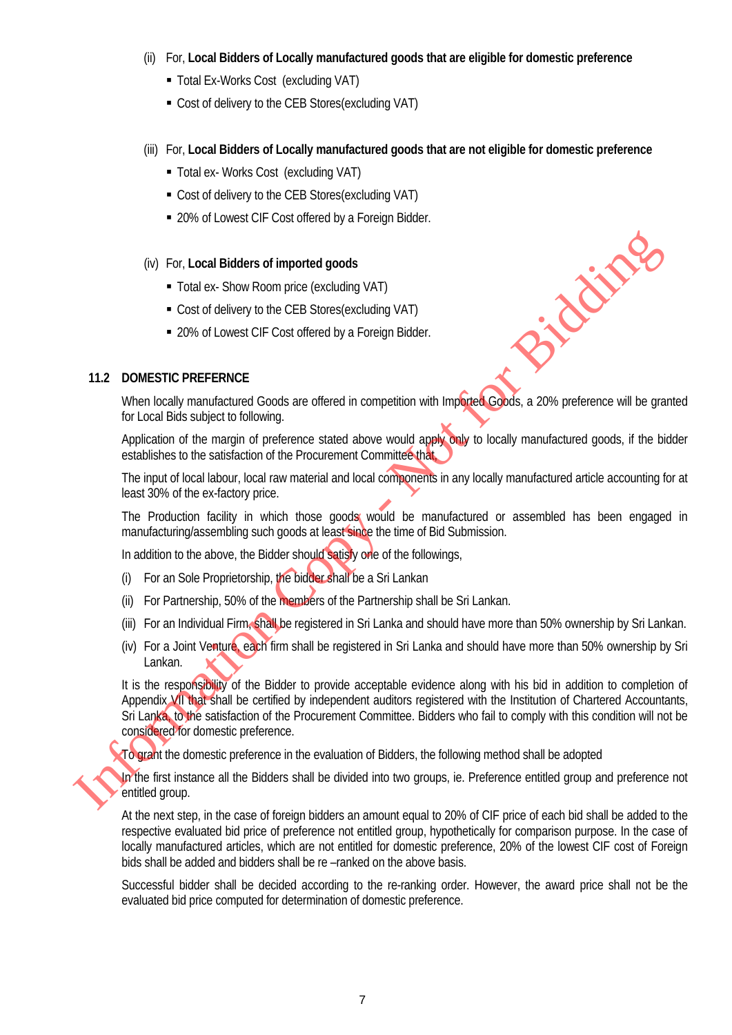(ii) For, **Local Bidders of Locally manufactured goods that are eligible for domestic preference**

- Total Ex-Works Cost (excluding VAT)
- Cost of delivery to the CEB Stores(excluding VAT)

(iii) For, **Local Bidders of Locally manufactured goods that are not eligible for domestic preference**

- Total ex- Works Cost (excluding VAT)
- Cost of delivery to the CEB Stores(excluding VAT)
- 20% of Lowest CIF Cost offered by a Foreign Bidder.

(iv) For, **Local Bidders of imported goods**

- Total ex- Show Room price (excluding VAT)
- Cost of delivery to the CEB Stores(excluding VAT)
- 20% of Lowest CIF Cost offered by a Foreign Bidder.

## 11.2 DOMESTIC PREFERNCE

When locally manufactured Goods are offered in competition with Imported Goods, a 20% preference will be granted for Local Bids subject to following.

Application of the margin of preference stated above would apply only to locally manufactured goods, if the bidder establishes to the satisfaction of the Procurement Committee that,

The input of local labour, local raw material and local components in any locally manufactured article accounting for at least 30% of the ex-factory price.

The Production facility in which those goods would be manufactured or assembled has been engaged in manufacturing/assembling such goods at least since the time of Bid Submission.

In addition to the above, the Bidder should satisfy one of the followings,

(i) For an Sole Proprietorship, the bidder shall be a Sri Lankan

(ii) For Partnership, 50% of the members of the Partnership shall be Sri Lankan.

(iii) For an Individual Firm, shall be registered in Sri Lanka and should have more than 50% ownership by Sri Lankan.

(iv) For a Joint Venture, each firm shall be registered in Sri Lanka and should have more than 50% ownership by Sri Lankan.

It is the responsibility of the Bidder to provide acceptable evidence along with his bid in addition to completion of Appendix VII that shall be certified by independent auditors registered with the Institution of Chartered Accountants, Sri Lanka, to the satisfaction of the Procurement Committee. Bidders who fail to comply with this condition will not be considered for domestic preference.

To grant the domestic preference in the evaluation of Bidders, the following method shall be adopted

In the first instance all the Bidders shall be divided into two groups, ie. Preference entitled group and preference not entitled group.

At the next step, in the case of foreign bidders an amount equal to 20% of CIF price of each bid shall be added to the respective evaluated bid price of preference not entitled group, hypothetically for comparison purpose. In the case of locally manufactured articles, which are not entitled for domestic preference, 20% of the lowest CIF cost of Foreign bids shall be added and bidders shall be re –ranked on the above basis.

Successful bidder shall be decided according to the re-ranking order. However, the award price shall not be the evaluated bid price computed for determination of domestic preference.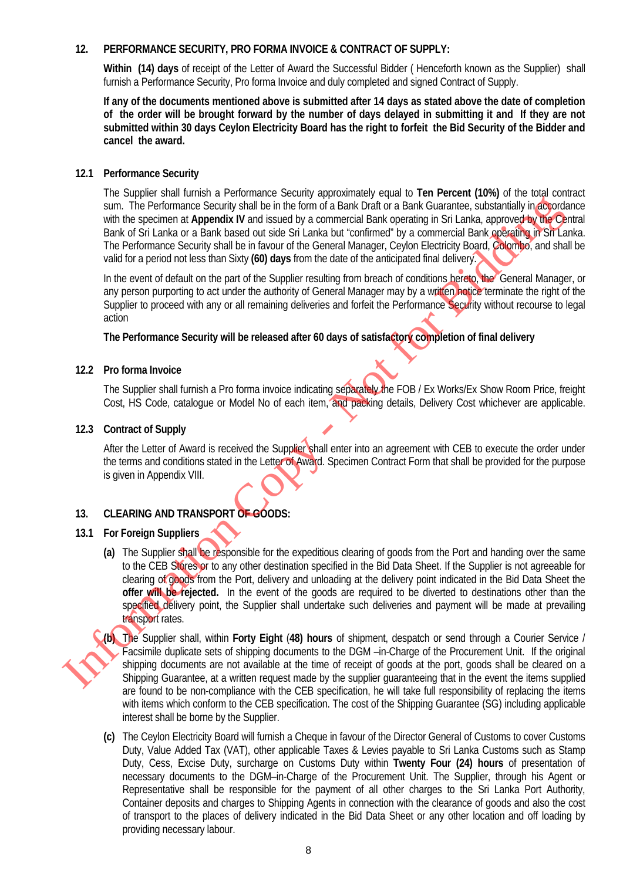## 12. PERFORMANCE SECURITY, PRO FORMA INVOICE & CONTRACT OF SUPPLY:

**Within (14) days** of receipt of the Letter of Award the Successful Bidder ( Henceforth known as the Supplier) shall furnish a Performance Security, Pro forma Invoice and duly completed and signed Contract of Supply.

**If any of the documents mentioned above is submitted after 14 days as stated above the date of completion of the order will be brought forward by the number of days delayed in submitting it and If they are not submitted within 30 days Ceylon Electricity Board has the right to forfeit the Bid Security of the Bidder and cancel the award.**

### 12.1 Performance Security

The Supplier shall furnish a Performance Security approximately equal to **Ten Percent (10%)** of the total contract sum. The Performance Security shall be in the form of a Bank Draft or a Bank Guarantee, substantially in accordance with the specimen at **Appendix IV** and issued by a commercial Bank operating in Sri Lanka, approved by the Central Bank of Sri Lanka or a Bank based out side Sri Lanka but "confirmed" by a commercial Bank operating in Sri Lanka. The Performance Security shall be in favour of the General Manager, Ceylon Electricity Board, Colombo, and shall be valid for a period not less than Sixty **(60) days** from the date of the anticipated final delivery.

In the event of default on the part of the Supplier resulting from breach of conditions hereto, the General Manager, or any person purporting to act under the authority of General Manager may by a written notice terminate the right of the Supplier to proceed with any or all remaining deliveries and forfeit the Performance Security without recourse to legal action

**The Performance Security will be released after 60 days of satisfactory completion of final delivery**

### 12.2 Pro forma Invoice

The Supplier shall furnish a Pro forma invoice indicating separately the FOB / Ex Works/Ex Show Room Price, freight Cost, HS Code, catalogue or Model No of each item, and packing details, Delivery Cost whichever are applicable.

### 12.3 Contract of Supply

After the Letter of Award is received the Supplier shall enter into an agreement with CEB to execute the order under the terms and conditions stated in the Letter of Award. Specimen Contract Form that shall be provided for the purpose is given in Appendix VIII.

## 13. CLEARING AND TRANSPORT OF GOODS:

### 13.1 For Foreign Suppliers

**(a)** The Supplier shall be responsible for the expeditious clearing of goods from the Port and handing over the same to the CEB Stores or to any other destination specified in the Bid Data Sheet. If the Supplier is not agreeable for clearing of goods from the Port, delivery and unloading at the delivery point indicated in the Bid Data Sheet the **offer will be rejected.** In the event of the goods are required to be diverted to destinations other than the specified delivery point, the Supplier shall undertake such deliveries and payment will be made at prevailing transport rates.

**(b)** The Supplier shall, within **Forty Eight** (**48) hours** of shipment, despatch or send through a Courier Service / Facsimile duplicate sets of shipping documents to the DGM –in-Charge of the Procurement Unit. If the original shipping documents are not available at the time of receipt of goods at the port, goods shall be cleared on a Shipping Guarantee, at a written request made by the supplier guaranteeing that in the event the items supplied are found to be non-compliance with the CEB specification, he will take full responsibility of replacing the items with items which conform to the CEB specification. The cost of the Shipping Guarantee (SG) including applicable interest shall be borne by the Supplier.

**(c)** The Ceylon Electricity Board will furnish a Cheque in favour of the Director General of Customs to cover Customs Duty, Value Added Tax (VAT), other applicable Taxes & Levies payable to Sri Lanka Customs such as Stamp Duty, Cess, Excise Duty, surcharge on Customs Duty within **Twenty Four (24) hours** of presentation of necessary documents to the DGM–in-Charge of the Procurement Unit. The Supplier, through his Agent or Representative shall be responsible for the payment of all other charges to the Sri Lanka Port Authority, Container deposits and charges to Shipping Agents in connection with the clearance of goods and also the cost of transport to the places of delivery indicated in the Bid Data Sheet or any other location and off loading by providing necessary labour.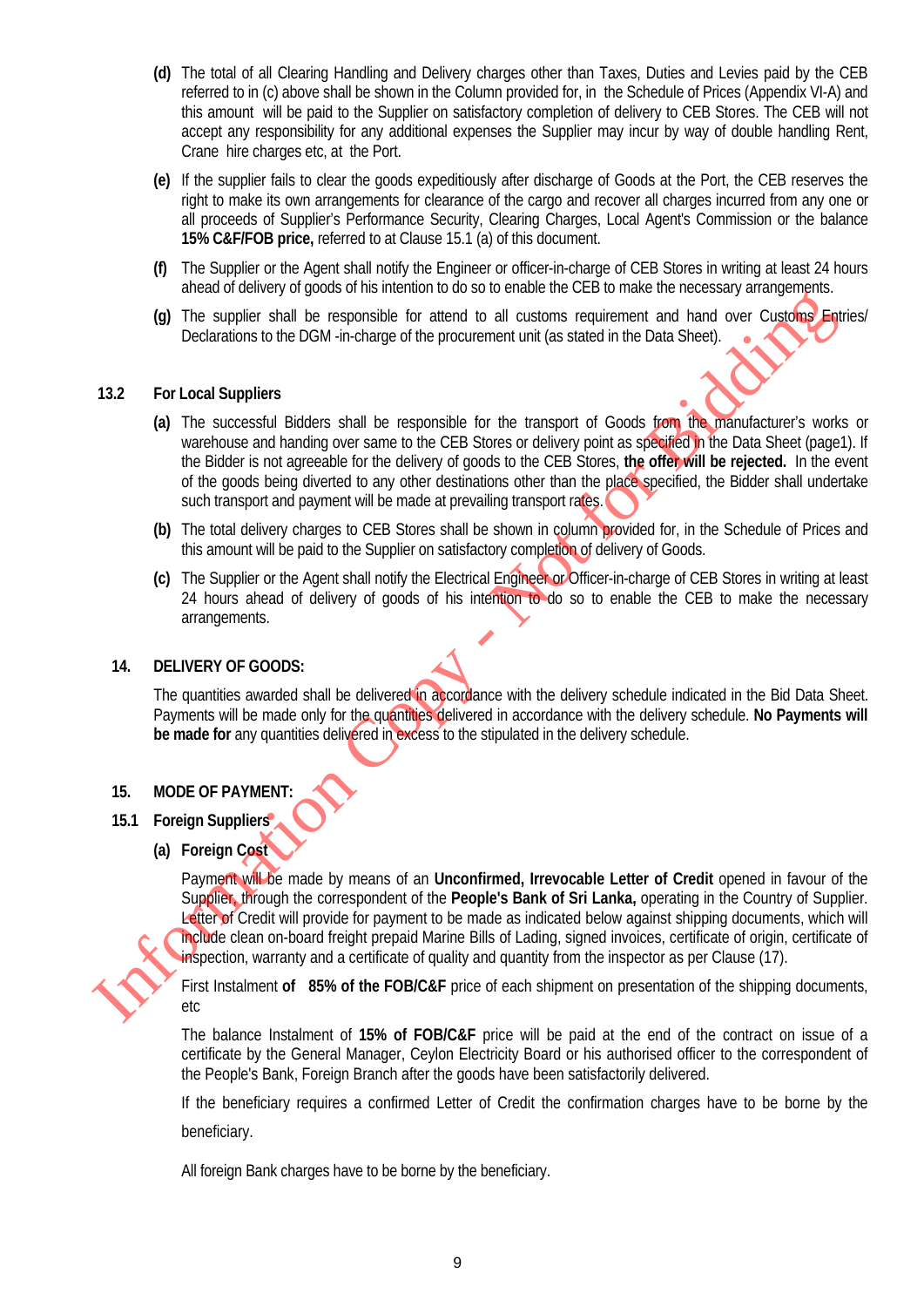**(d)** The total of all Clearing Handling and Delivery charges other than Taxes, Duties and Levies paid by the CEB referred to in (c) above shall be shown in the Column provided for, in the Schedule of Prices (Appendix VI-A) and this amount will be paid to the Supplier on satisfactory completion of delivery to CEB Stores. The CEB will not accept any responsibility for any additional expenses the Supplier may incur by way of double handling Rent, Crane hire charges etc, at the Port.

**(e)** If the supplier fails to clear the goods expeditiously after discharge of Goods at the Port, the CEB reserves the right to make its own arrangements for clearance of the cargo and recover all charges incurred from any one or all proceeds of Supplier's Performance Security, Clearing Charges, Local Agent's Commission or the balance **15% C&F/FOB price,** referred to at Clause 15.1 (a) of this document.

**(f)** The Supplier or the Agent shall notify the Engineer or officer-in-charge of CEB Stores in writing at least 24 hours ahead of delivery of goods of his intention to do so to enable the CEB to make the necessary arrangements.

**(g)** The supplier shall be responsible for attend to all customs requirement and hand over Customs Entries/ Declarations to the DGM -in-charge of the procurement unit (as stated in the Data Sheet).

**13.2 For Local Suppliers**

**(a)** The successful Bidders shall be responsible for the transport of Goods from the manufacturer's works or warehouse and handing over same to the CEB Stores or delivery point as specified in the Data Sheet (page1). If the Bidder is not agreeable for the delivery of goods to the CEB Stores, **the offer will be rejected.** In the event of the goods being diverted to any other destinations other than the place specified, the Bidder shall undertake such transport and payment will be made at prevailing transport rates.

**(b)** The total delivery charges to CEB Stores shall be shown in column provided for, in the Schedule of Prices and this amount will be paid to the Supplier on satisfactory completion of delivery of Goods.

**(c)** The Supplier or the Agent shall notify the Electrical Engineer or Officer-in-charge of CEB Stores in writing at least 24 hours ahead of delivery of goods of his intention to do so to enable the CEB to make the necessary arrangements.

**14. DELIVERY OF GOODS:**

The quantities awarded shall be delivered in accordance with the delivery schedule indicated in the Bid Data Sheet. Payments will be made only for the quantities delivered in accordance with the delivery schedule. **No Payments will be made for** any quantities delivered in excess to the stipulated in the delivery schedule.

**15. MODE OF PAYMENT:**

**15.1 Foreign Suppliers**

**(a) Foreign Cost**

Payment will be made by means of an **Unconfirmed, Irrevocable Letter of Credit** opened in favour of the Supplier, through the correspondent of the **People's Bank of Sri Lanka,** operating in the Country of Supplier. Letter of Credit will provide for payment to be made as indicated below against shipping documents, which will include clean on-board freight prepaid Marine Bills of Lading, signed invoices, certificate of origin, certificate of inspection, warranty and a certificate of quality and quantity from the inspector as per Clause (17).

First Instalment **of 85% of the FOB/C&F** price of each shipment on presentation of the shipping documents, etc

The balance Instalment of **15% of FOB/C&F** price will be paid at the end of the contract on issue of a certificate by the General Manager, Ceylon Electricity Board or his authorised officer to the correspondent of the People's Bank, Foreign Branch after the goods have been satisfactorily delivered.

If the beneficiary requires a confirmed Letter of Credit the confirmation charges have to be borne by the beneficiary.

All foreign Bank charges have to be borne by the beneficiary.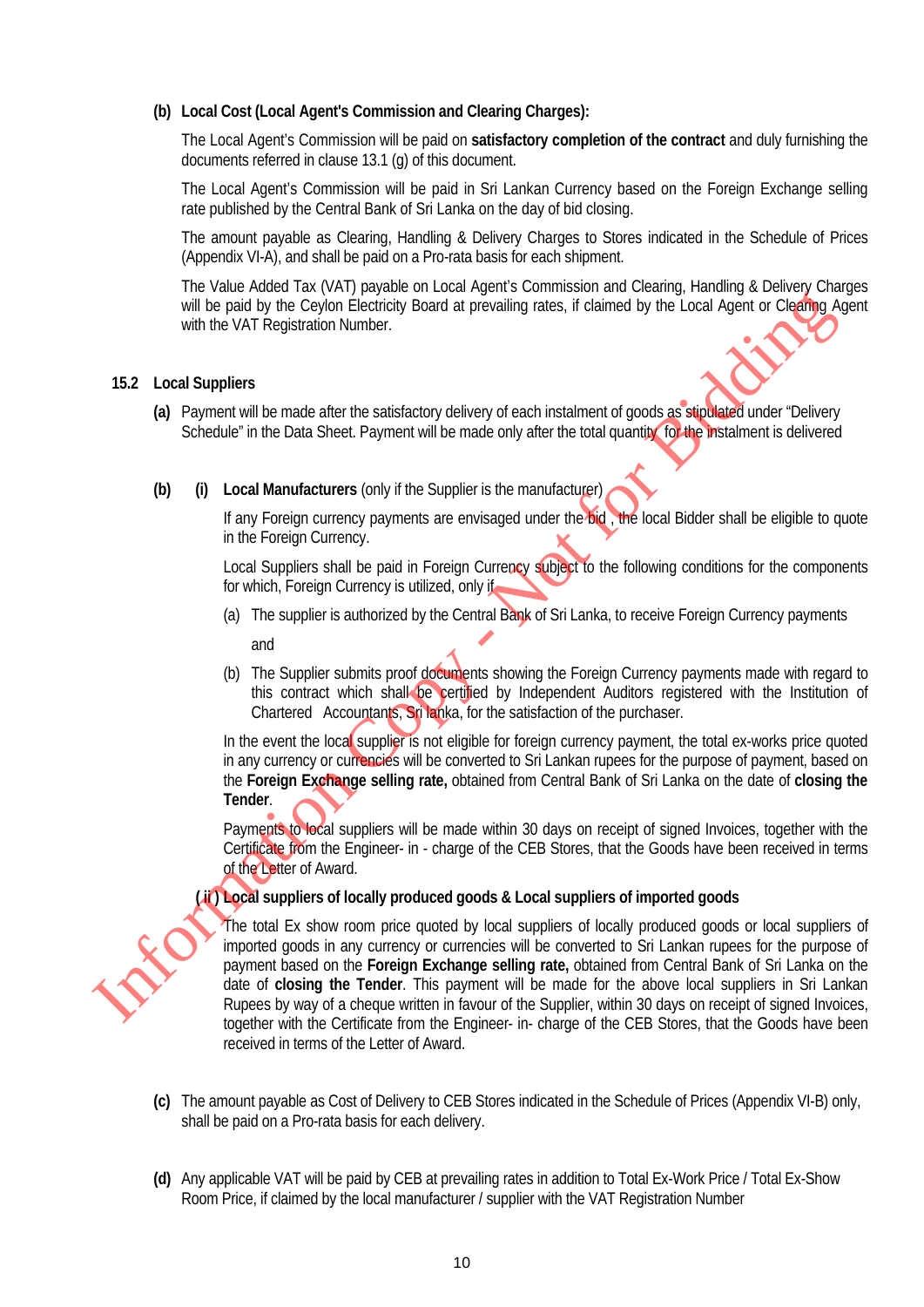**(b) Local Cost (Local Agent's Commission and Clearing Charges):**

The Local Agent's Commission will be paid on **satisfactory completion of the contract** and duly furnishing the documents referred in clause 13.1 (g) of this document.

The Local Agent's Commission will be paid in Sri Lankan Currency based on the Foreign Exchange selling rate published by the Central Bank of Sri Lanka on the day of bid closing.

The amount payable as Clearing, Handling & Delivery Charges to Stores indicated in the Schedule of Prices (Appendix VI-A), and shall be paid on a Pro-rata basis for each shipment.

The Value Added Tax (VAT) payable on Local Agent's Commission and Clearing, Handling & Delivery Charges will be paid by the Ceylon Electricity Board at prevailing rates, if claimed by the Local Agent or Clearing Agent with the VAT Registration Number.

**15.2 Local Suppliers**

**(a)** Payment will be made after the satisfactory delivery of each instalment of goods as stipulated under "Delivery Schedule" in the Data Sheet. Payment will be made only after the total quantity for the instalment is delivered

**(b) (i) Local Manufacturers** (only if the Supplier is the manufacturer)

If any Foreign currency payments are envisaged under the bid , the local Bidder shall be eligible to quote in the Foreign Currency.

Local Suppliers shall be paid in Foreign Currency subject to the following conditions for the components for which, Foreign Currency is utilized, only if

(a) The supplier is authorized by the Central Bank of Sri Lanka, to receive Foreign Currency payments

and

(b) The Supplier submits proof documents showing the Foreign Currency payments made with regard to this contract which shall be certified by Independent Auditors registered with the Institution of Chartered Accountants, Sri lanka, for the satisfaction of the purchaser.

In the event the local supplier is not eligible for foreign currency payment, the total ex-works price quoted in any currency or currencies will be converted to Sri Lankan rupees for the purpose of payment, based on the **Foreign Exchange selling rate,** obtained from Central Bank of Sri Lanka on the date of **closing the Tender**.

Payments to local suppliers will be made within 30 days on receipt of signed Invoices, together with the Certificate from the Engineer- in - charge of the CEB Stores, that the Goods have been received in terms of the Letter of Award.

**( ii ) Local suppliers of locally produced goods & Local suppliers of imported goods**

The total Ex show room price quoted by local suppliers of locally produced goods or local suppliers of imported goods in any currency or currencies will be converted to Sri Lankan rupees for the purpose of payment based on the **Foreign Exchange selling rate,** obtained from Central Bank of Sri Lanka on the date of **closing the Tender**. This payment will be made for the above local suppliers in Sri Lankan Rupees by way of a cheque written in favour of the Supplier, within 30 days on receipt of signed Invoices, together with the Certificate from the Engineer- in- charge of the CEB Stores, that the Goods have been received in terms of the Letter of Award.

**(c)** The amount payable as Cost of Delivery to CEB Stores indicated in the Schedule of Prices (Appendix VI-B) only, shall be paid on a Pro-rata basis for each delivery.

**(d)** Any applicable VAT will be paid by CEB at prevailing rates in addition to Total Ex-Work Price / Total Ex-Show Room Price, if claimed by the local manufacturer / supplier with the VAT Registration Number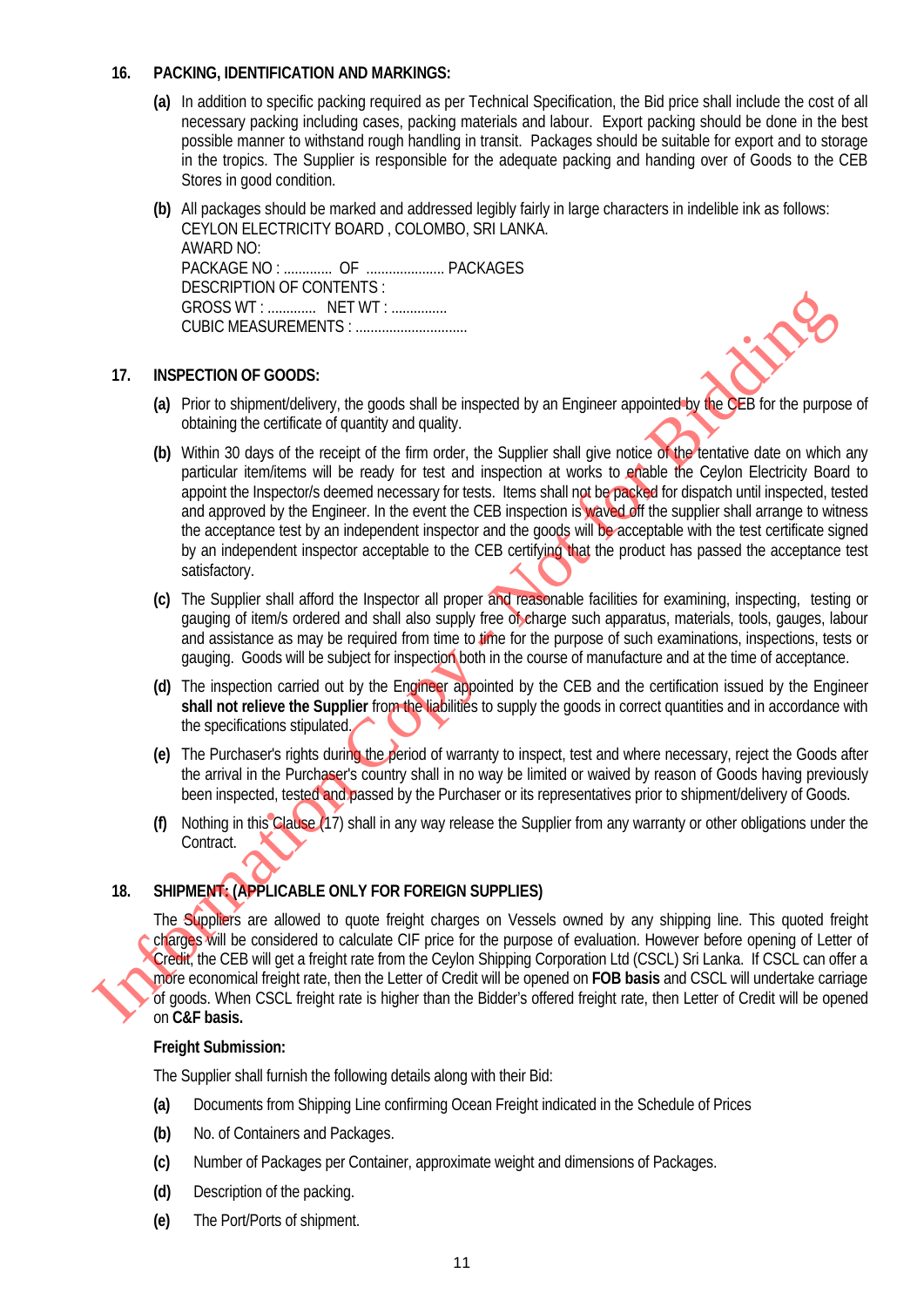### 16. PACKING, IDENTIFICATION AND MARKINGS:

**(a)** In addition to specific packing required as per Technical Specification, the Bid price shall include the cost of all necessary packing including cases, packing materials and labour. Export packing should be done in the best possible manner to withstand rough handling in transit. Packages should be suitable for export and to storage in the tropics. The Supplier is responsible for the adequate packing and handing over of Goods to the CEB Stores in good condition.

**(b)** All packages should be marked and addressed legibly fairly in large characters in indelible ink as follows:
CEYLON ELECTRICITY BOARD , COLOMBO, SRI LANKA.
AWARD NO:
PACKAGE NO : ............ OF .................... PACKAGES
DESCRIPTION OF CONTENTS :
GROSS WT : ............ NET WT : ..............
CUBIC MEASUREMENTS : .............................

### 17. INSPECTION OF GOODS:

**(a)** Prior to shipment/delivery, the goods shall be inspected by an Engineer appointed by the CEB for the purpose of obtaining the certificate of quantity and quality.

**(b)** Within 30 days of the receipt of the firm order, the Supplier shall give notice of the tentative date on which any particular item/items will be ready for test and inspection at works to enable the Ceylon Electricity Board to appoint the Inspector/s deemed necessary for tests. Items shall not be packed for dispatch until inspected, tested and approved by the Engineer. In the event the CEB inspection is waved off the supplier shall arrange to witness the acceptance test by an independent inspector and the goods will be acceptable with the test certificate signed by an independent inspector acceptable to the CEB certifying that the product has passed the acceptance test satisfactory.

**(c)** The Supplier shall afford the Inspector all proper and reasonable facilities for examining, inspecting, testing or gauging of item/s ordered and shall also supply free of charge such apparatus, materials, tools, gauges, labour and assistance as may be required from time to time for the purpose of such examinations, inspections, tests or gauging. Goods will be subject for inspection both in the course of manufacture and at the time of acceptance.

**(d)** The inspection carried out by the Engineer appointed by the CEB and the certification issued by the Engineer **shall not relieve the Supplier** from the liabilities to supply the goods in correct quantities and in accordance with the specifications stipulated.

**(e)** The Purchaser's rights during the period of warranty to inspect, test and where necessary, reject the Goods after the arrival in the Purchaser's country shall in no way be limited or waived by reason of Goods having previously been inspected, tested and passed by the Purchaser or its representatives prior to shipment/delivery of Goods.

**(f)** Nothing in this Clause (17) shall in any way release the Supplier from any warranty or other obligations under the Contract.

### 18. SHIPMENT: (APPLICABLE ONLY FOR FOREIGN SUPPLIES)

The Suppliers are allowed to quote freight charges on Vessels owned by any shipping line. This quoted freight charges will be considered to calculate CIF price for the purpose of evaluation. However before opening of Letter of Credit, the CEB will get a freight rate from the Ceylon Shipping Corporation Ltd (CSCL) Sri Lanka. If CSCL can offer a more economical freight rate, then the Letter of Credit will be opened on **FOB basis** and CSCL will undertake carriage of goods. When CSCL freight rate is higher than the Bidder's offered freight rate, then Letter of Credit will be opened on **C&F basis.**

**Freight Submission:**

The Supplier shall furnish the following details along with their Bid:

**(a)** Documents from Shipping Line confirming Ocean Freight indicated in the Schedule of Prices

**(b)** No. of Containers and Packages.

**(c)** Number of Packages per Container, approximate weight and dimensions of Packages.

**(d)** Description of the packing.

**(e)** The Port/Ports of shipment.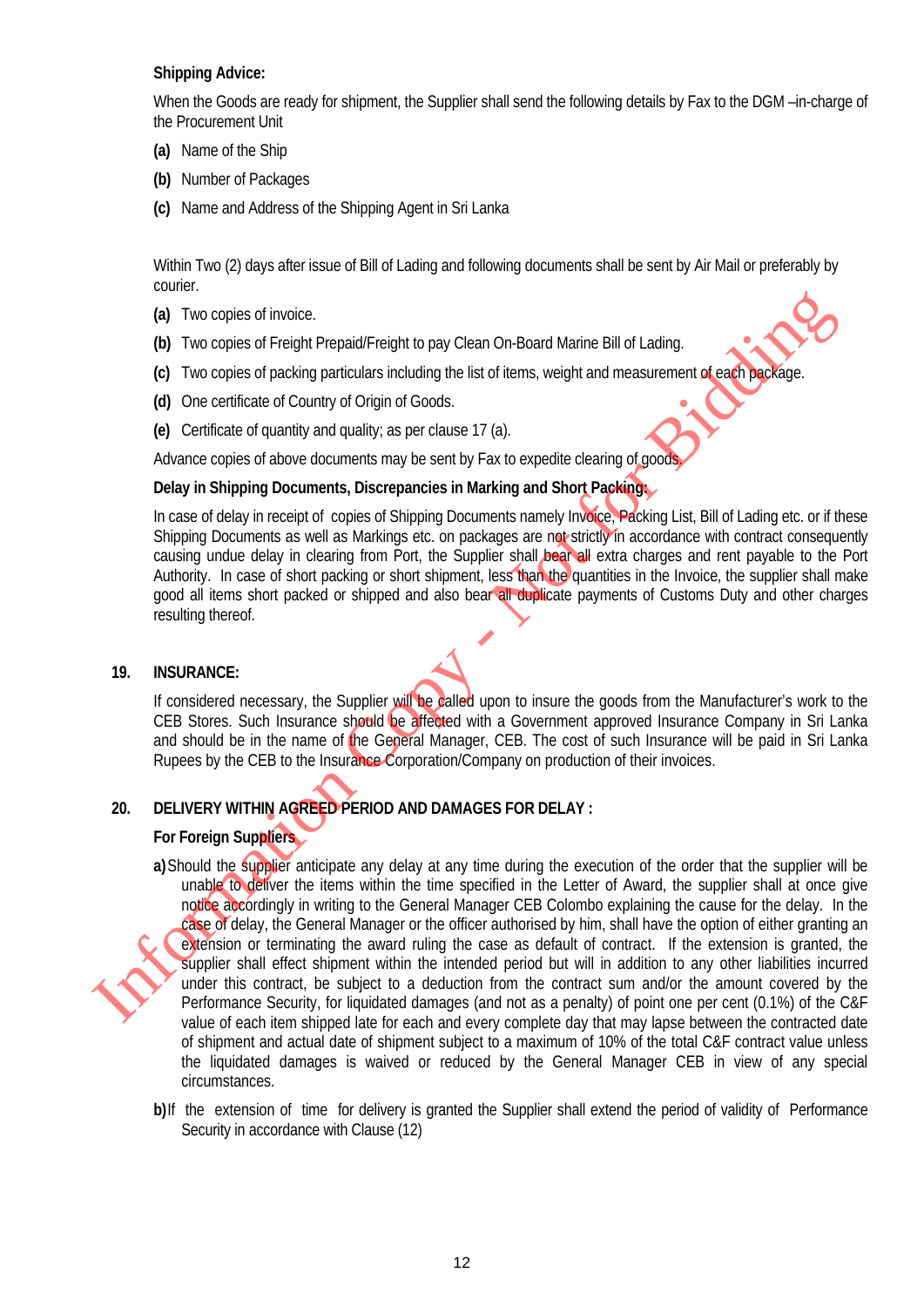**Shipping Advice:**

When the Goods are ready for shipment, the Supplier shall send the following details by Fax to the DGM –in-charge of the Procurement Unit

**(a)** Name of the Ship

**(b)** Number of Packages

**(c)** Name and Address of the Shipping Agent in Sri Lanka

Within Two (2) days after issue of Bill of Lading and following documents shall be sent by Air Mail or preferably by courier.

**(a)** Two copies of invoice.

**(b)** Two copies of Freight Prepaid/Freight to pay Clean On-Board Marine Bill of Lading.

**(c)** Two copies of packing particulars including the list of items, weight and measurement of each package.

**(d)** One certificate of Country of Origin of Goods.

**(e)** Certificate of quantity and quality; as per clause 17 (a).

Advance copies of above documents may be sent by Fax to expedite clearing of goods.

**Delay in Shipping Documents, Discrepancies in Marking and Short Packing:**

In case of delay in receipt of copies of Shipping Documents namely Invoice, Packing List, Bill of Lading etc. or if these Shipping Documents as well as Markings etc. on packages are not strictly in accordance with contract consequently causing undue delay in clearing from Port, the Supplier shall bear all extra charges and rent payable to the Port Authority. In case of short packing or short shipment, less than the quantities in the Invoice, the supplier shall make good all items short packed or shipped and also bear all duplicate payments of Customs Duty and other charges resulting thereof.

## 19. INSURANCE:

If considered necessary, the Supplier will be called upon to insure the goods from the Manufacturer's work to the CEB Stores. Such Insurance should be affected with a Government approved Insurance Company in Sri Lanka and should be in the name of the General Manager, CEB. The cost of such Insurance will be paid in Sri Lanka Rupees by the CEB to the Insurance Corporation/Company on production of their invoices.

## 20. DELIVERY WITHIN AGREED PERIOD AND DAMAGES FOR DELAY :

**For Foreign Suppliers**

**a)** Should the supplier anticipate any delay at any time during the execution of the order that the supplier will be unable to deliver the items within the time specified in the Letter of Award, the supplier shall at once give notice accordingly in writing to the General Manager CEB Colombo explaining the cause for the delay. In the case of delay, the General Manager or the officer authorised by him, shall have the option of either granting an extension or terminating the award ruling the case as default of contract. If the extension is granted, the supplier shall effect shipment within the intended period but will in addition to any other liabilities incurred under this contract, be subject to a deduction from the contract sum and/or the amount covered by the Performance Security, for liquidated damages (and not as a penalty) of point one per cent (0.1%) of the C&F value of each item shipped late for each and every complete day that may lapse between the contracted date of shipment and actual date of shipment subject to a maximum of 10% of the total C&F contract value unless the liquidated damages is waived or reduced by the General Manager CEB in view of any special circumstances.

**b)** If the extension of time for delivery is granted the Supplier shall extend the period of validity of Performance Security in accordance with Clause (12)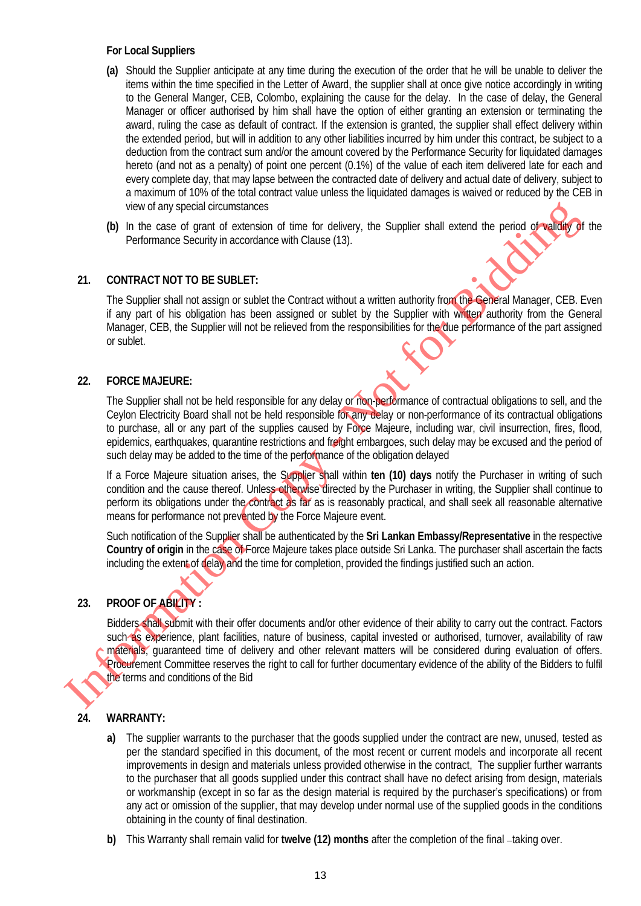**For Local Suppliers**

**(a)** Should the Supplier anticipate at any time during the execution of the order that he will be unable to deliver the items within the time specified in the Letter of Award, the supplier shall at once give notice accordingly in writing to the General Manger, CEB, Colombo, explaining the cause for the delay. In the case of delay, the General Manager or officer authorised by him shall have the option of either granting an extension or terminating the award, ruling the case as default of contract. If the extension is granted, the supplier shall effect delivery within the extended period, but will in addition to any other liabilities incurred by him under this contract, be subject to a deduction from the contract sum and/or the amount covered by the Performance Security for liquidated damages hereto (and not as a penalty) of point one percent (0.1%) of the value of each item delivered late for each and every complete day, that may lapse between the contracted date of delivery and actual date of delivery, subject to a maximum of 10% of the total contract value unless the liquidated damages is waived or reduced by the CEB in view of any special circumstances

**(b)** In the case of grant of extension of time for delivery, the Supplier shall extend the period of validity of the Performance Security in accordance with Clause (13).

## 21. CONTRACT NOT TO BE SUBLET:

The Supplier shall not assign or sublet the Contract without a written authority from the General Manager, CEB. Even if any part of his obligation has been assigned or sublet by the Supplier with written authority from the General Manager, CEB, the Supplier will not be relieved from the responsibilities for the due performance of the part assigned or sublet.

## 22. FORCE MAJEURE:

The Supplier shall not be held responsible for any delay or non-performance of contractual obligations to sell, and the Ceylon Electricity Board shall not be held responsible for any delay or non-performance of its contractual obligations to purchase, all or any part of the supplies caused by Force Majeure, including war, civil insurrection, fires, flood, epidemics, earthquakes, quarantine restrictions and freight embargoes, such delay may be excused and the period of such delay may be added to the time of the performance of the obligation delayed

If a Force Majeure situation arises, the Supplier shall within **ten (10) days** notify the Purchaser in writing of such condition and the cause thereof. Unless otherwise directed by the Purchaser in writing, the Supplier shall continue to perform its obligations under the contract as far as is reasonably practical, and shall seek all reasonable alternative means for performance not prevented by the Force Majeure event.

Such notification of the Supplier shall be authenticated by the **Sri Lankan Embassy/Representative** in the respective **Country of origin** in the case of Force Majeure takes place outside Sri Lanka. The purchaser shall ascertain the facts including the extent of delay and the time for completion, provided the findings justified such an action.

## 23. PROOF OF ABILITY :

Bidders shall submit with their offer documents and/or other evidence of their ability to carry out the contract. Factors such as experience, plant facilities, nature of business, capital invested or authorised, turnover, availability of raw materials, guaranteed time of delivery and other relevant matters will be considered during evaluation of offers. Procurement Committee reserves the right to call for further documentary evidence of the ability of the Bidders to fulfil the terms and conditions of the Bid

## 24. WARRANTY:

**a)** The supplier warrants to the purchaser that the goods supplied under the contract are new, unused, tested as per the standard specified in this document, of the most recent or current models and incorporate all recent improvements in design and materials unless provided otherwise in the contract, The supplier further warrants to the purchaser that all goods supplied under this contract shall have no defect arising from design, materials or workmanship (except in so far as the design material is required by the purchaser's specifications) or from any act or omission of the supplier, that may develop under normal use of the supplied goods in the conditions obtaining in the county of final destination.

**b)** This Warranty shall remain valid for **twelve (12) months** after the completion of the final –taking over.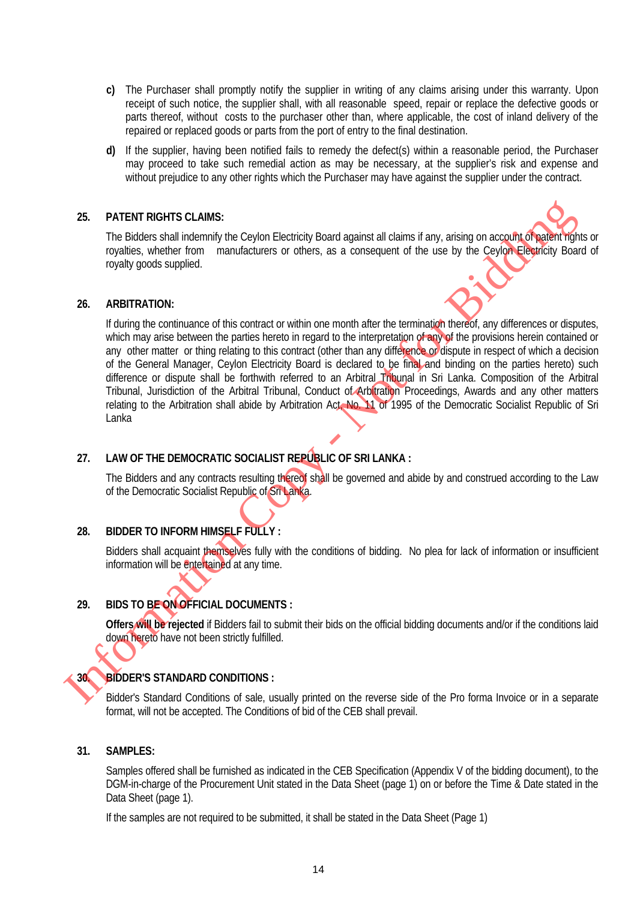c) The Purchaser shall promptly notify the supplier in writing of any claims arising under this warranty. Upon receipt of such notice, the supplier shall, with all reasonable speed, repair or replace the defective goods or parts thereof, without costs to the purchaser other than, where applicable, the cost of inland delivery of the repaired or replaced goods or parts from the port of entry to the final destination.

d) If the supplier, having been notified fails to remedy the defect(s) within a reasonable period, the Purchaser may proceed to take such remedial action as may be necessary, at the supplier's risk and expense and without prejudice to any other rights which the Purchaser may have against the supplier under the contract.

## 25. PATENT RIGHTS CLAIMS:

The Bidders shall indemnify the Ceylon Electricity Board against all claims if any, arising on account of patent rights or royalties, whether from manufacturers or others, as a consequent of the use by the Ceylon Electricity Board of royalty goods supplied.

## 26. ARBITRATION:

If during the continuance of this contract or within one month after the termination thereof, any differences or disputes, which may arise between the parties hereto in regard to the interpretation of any of the provisions herein contained or any other matter or thing relating to this contract (other than any difference or dispute in respect of which a decision of the General Manager, Ceylon Electricity Board is declared to be final and binding on the parties hereto) such difference or dispute shall be forthwith referred to an Arbitral Tribunal in Sri Lanka. Composition of the Arbitral Tribunal, Jurisdiction of the Arbitral Tribunal, Conduct of Arbitration Proceedings, Awards and any other matters relating to the Arbitration shall abide by Arbitration Act, No. 11 of 1995 of the Democratic Socialist Republic of Sri Lanka

## 27. LAW OF THE DEMOCRATIC SOCIALIST REPUBLIC OF SRI LANKA :

The Bidders and any contracts resulting thereof shall be governed and abide by and construed according to the Law of the Democratic Socialist Republic of Sri Lanka.

## 28. BIDDER TO INFORM HIMSELF FULLY :

Bidders shall acquaint themselves fully with the conditions of bidding. No plea for lack of information or insufficient information will be entertained at any time.

## 29. BIDS TO BE ON OFFICIAL DOCUMENTS :

**Offers will be rejected** if Bidders fail to submit their bids on the official bidding documents and/or if the conditions laid down hereto have not been strictly fulfilled.

## 30. BIDDER'S STANDARD CONDITIONS :

Bidder's Standard Conditions of sale, usually printed on the reverse side of the Pro forma Invoice or in a separate format, will not be accepted. The Conditions of bid of the CEB shall prevail.

## 31. SAMPLES:

Samples offered shall be furnished as indicated in the CEB Specification (Appendix V of the bidding document), to the DGM-in-charge of the Procurement Unit stated in the Data Sheet (page 1) on or before the Time & Date stated in the Data Sheet (page 1).

If the samples are not required to be submitted, it shall be stated in the Data Sheet (Page 1)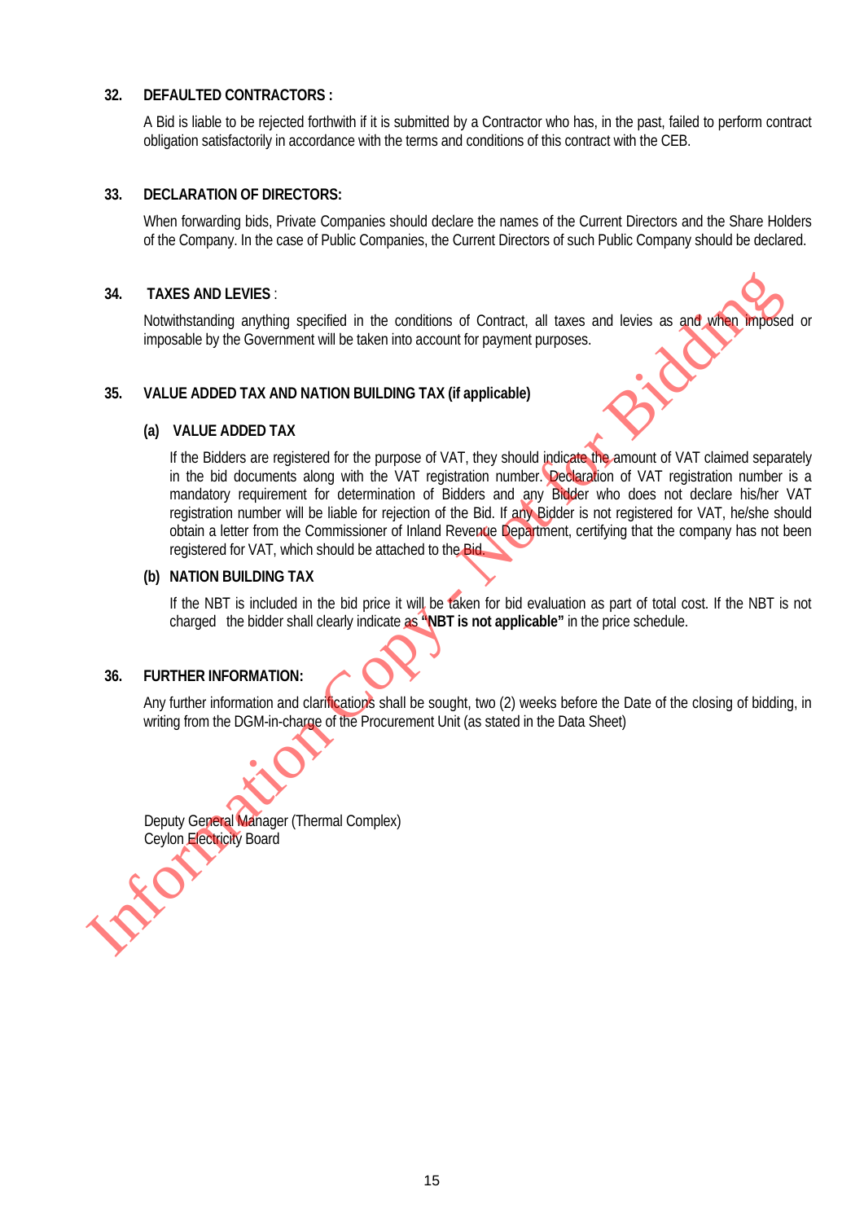**32. DEFAULTED CONTRACTORS :**

A Bid is liable to be rejected forthwith if it is submitted by a Contractor who has, in the past, failed to perform contract obligation satisfactorily in accordance with the terms and conditions of this contract with the CEB.

**33. DECLARATION OF DIRECTORS:**

When forwarding bids, Private Companies should declare the names of the Current Directors and the Share Holders of the Company. In the case of Public Companies, the Current Directors of such Public Company should be declared.

**34. TAXES AND LEVIES** :

Notwithstanding anything specified in the conditions of Contract, all taxes and levies as and when imposed or imposable by the Government will be taken into account for payment purposes.

**35. VALUE ADDED TAX AND NATION BUILDING TAX (if applicable)**

**(a) VALUE ADDED TAX**

If the Bidders are registered for the purpose of VAT, they should indicate the amount of VAT claimed separately in the bid documents along with the VAT registration number. Declaration of VAT registration number is a mandatory requirement for determination of Bidders and any Bidder who does not declare his/her VAT registration number will be liable for rejection of the Bid. If any Bidder is not registered for VAT, he/she should obtain a letter from the Commissioner of Inland Revenue Department, certifying that the company has not been registered for VAT, which should be attached to the Bid.

**(b) NATION BUILDING TAX**

If the NBT is included in the bid price it will be taken for bid evaluation as part of total cost. If the NBT is not charged the bidder shall clearly indicate as **"NBT is not applicable"** in the price schedule.

**36. FURTHER INFORMATION:**

Any further information and clarifications shall be sought, two (2) weeks before the Date of the closing of bidding, in writing from the DGM-in-charge of the Procurement Unit (as stated in the Data Sheet)

Deputy General Manager (Thermal Complex)
Ceylon Electricity Board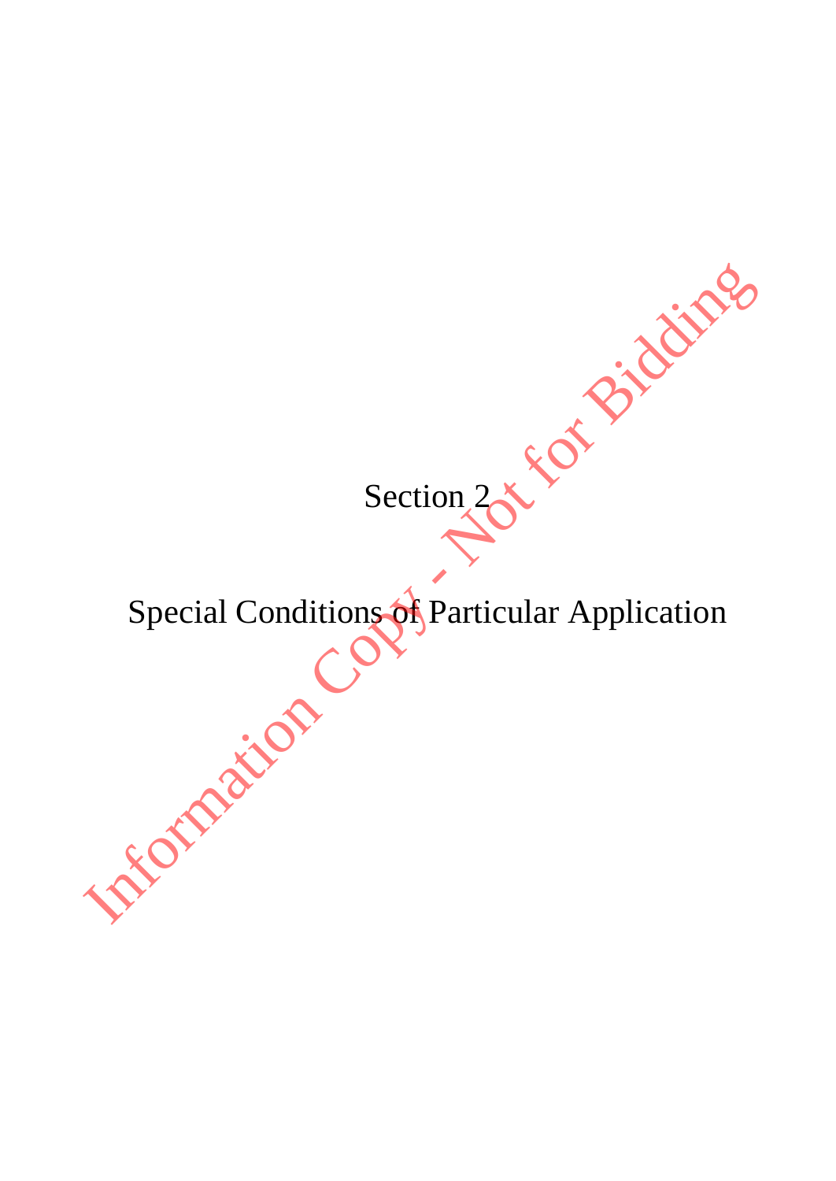# Section 2

# Special Conditions of Particular Application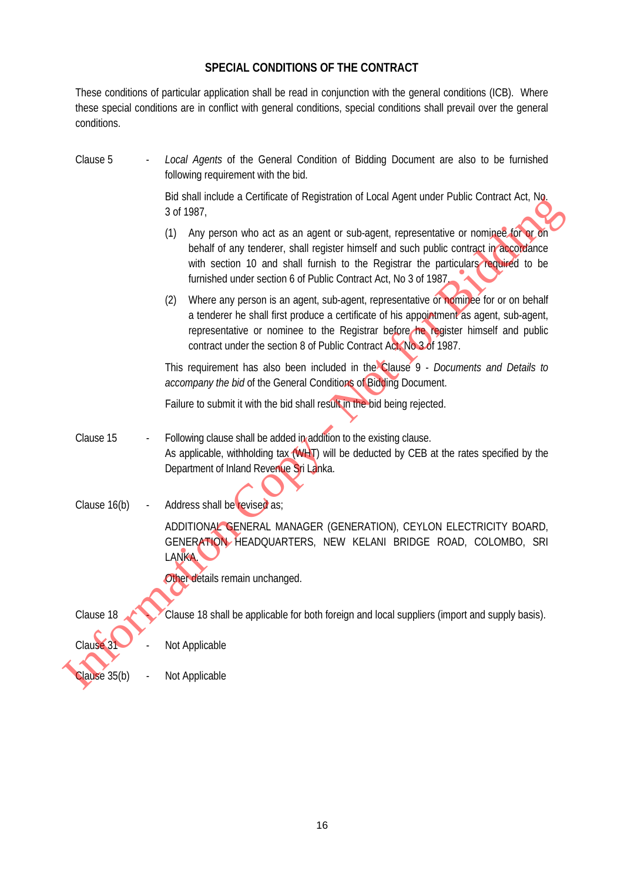## SPECIAL CONDITIONS OF THE CONTRACT

These conditions of particular application shall be read in conjunction with the general conditions (ICB). Where these special conditions are in conflict with general conditions, special conditions shall prevail over the general conditions.

**Clause 5** - *Local Agents* of the General Condition of Bidding Document are also to be furnished following requirement with the bid.

Bid shall include a Certificate of Registration of Local Agent under Public Contract Act, No. 3 of 1987,

(1) Any person who act as an agent or sub-agent, representative or nominee for or on behalf of any tenderer, shall register himself and such public contract in accordance with section 10 and shall furnish to the Registrar the particulars required to be furnished under section 6 of Public Contract Act, No 3 of 1987.

(2) Where any person is an agent, sub-agent, representative or nominee for or on behalf a tenderer he shall first produce a certificate of his appointment as agent, sub-agent, representative or nominee to the Registrar before he register himself and public contract under the section 8 of Public Contract Act, No 3 of 1987.

This requirement has also been included in the Clause 9 - *Documents and Details to accompany the bid* of the General Conditions of Bidding Document.

Failure to submit it with the bid shall result in the bid being rejected.

**Clause 15** - Following clause shall be added in addition to the existing clause.
As applicable, withholding tax (WHT) will be deducted by CEB at the rates specified by the Department of Inland Revenue Sri Lanka.

**Clause 16(b)** - Address shall be revised as;

ADDITIONAL GENERAL MANAGER (GENERATION), CEYLON ELECTRICITY BOARD, GENERATION HEADQUARTERS, NEW KELANI BRIDGE ROAD, COLOMBO, SRI LANKA.

Other details remain unchanged.

**Clause 18** - Clause 18 shall be applicable for both foreign and local suppliers (import and supply basis).

**Clause 31** - Not Applicable

**Clause 35(b)** - Not Applicable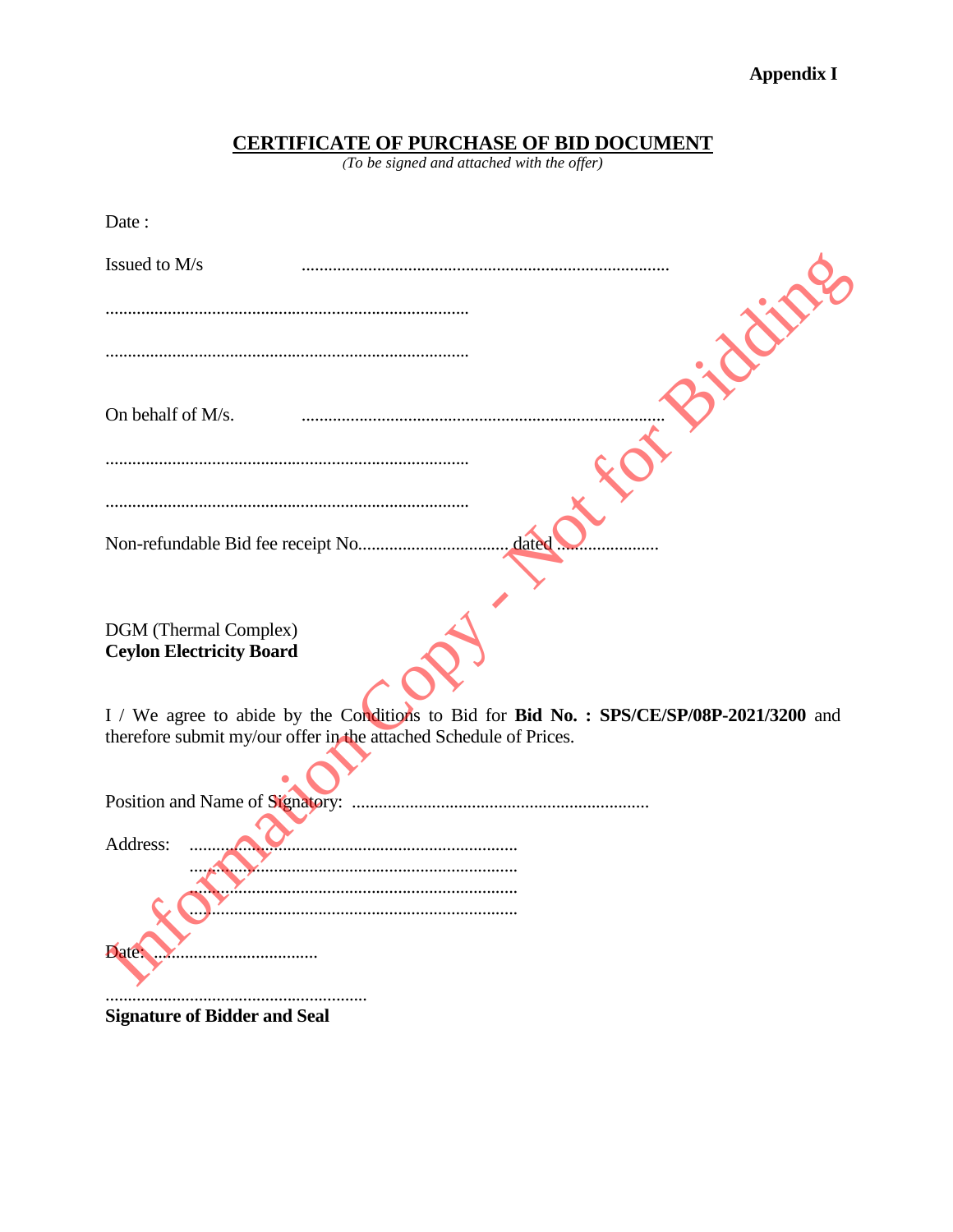**Appendix I**

# CERTIFICATE OF PURCHASE OF BID DOCUMENT

*(To be signed and attached with the offer)*

Date :

Issued to M/s ..................................................................................

..................................................................................

..................................................................................

On behalf of M/s. ..................................................................................

..................................................................................

..................................................................................

Non-refundable Bid fee receipt No.................................. dated .......................

DGM (Thermal Complex)
**Ceylon Electricity Board**

I / We agree to abide by the Conditions to Bid for **Bid No. : SPS/CE/SP/08P-2021/3200** and therefore submit my/our offer in the attached Schedule of Prices.

Position and Name of Signatory: ..................................................................

Address: ........................................................................
........................................................................
........................................................................
........................................................................

Date: .....................................

...........................................................
**Signature of Bidder and Seal**

Information Copy - Not for Bidding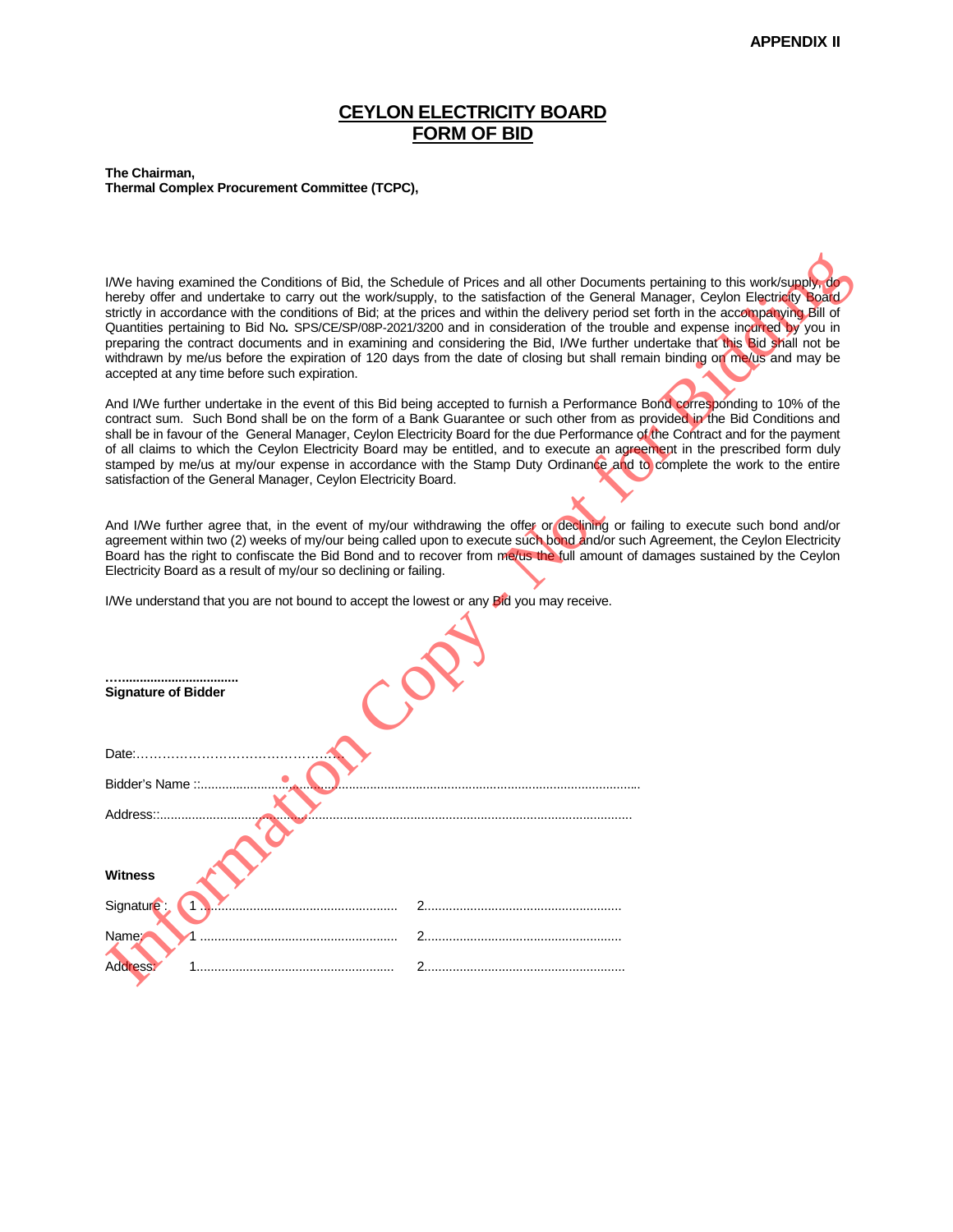**APPENDIX II**

# CEYLON ELECTRICITY BOARD
# FORM OF BID

**The Chairman,**
**Thermal Complex Procurement Committee (TCPC),**

I/We having examined the Conditions of Bid, the Schedule of Prices and all other Documents pertaining to this work/supply, do hereby offer and undertake to carry out the work/supply, to the satisfaction of the General Manager, Ceylon Electricity Board strictly in accordance with the conditions of Bid; at the prices and within the delivery period set forth in the accompanying Bill of Quantities pertaining to Bid No. SPS/CE/SP/08P-2021/3200 and in consideration of the trouble and expense incurred by you in preparing the contract documents and in examining and considering the Bid, I/We further undertake that this Bid shall not be withdrawn by me/us before the expiration of 120 days from the date of closing but shall remain binding on me/us and may be accepted at any time before such expiration.

And I/We further undertake in the event of this Bid being accepted to furnish a Performance Bond corresponding to 10% of the contract sum. Such Bond shall be on the form of a Bank Guarantee or such other from as provided in the Bid Conditions and shall be in favour of the General Manager, Ceylon Electricity Board for the due Performance of the Contract and for the payment of all claims to which the Ceylon Electricity Board may be entitled, and to execute an agreement in the prescribed form duly stamped by me/us at my/our expense in accordance with the Stamp Duty Ordinance and to complete the work to the entire satisfaction of the General Manager, Ceylon Electricity Board.

And I/We further agree that, in the event of my/our withdrawing the offer or declining or failing to execute such bond and/or agreement within two (2) weeks of my/our being called upon to execute such bond and/or such Agreement, the Ceylon Electricity Board has the right to confiscate the Bid Bond and to recover from me/us the full amount of damages sustained by the Ceylon Electricity Board as a result of my/our so declining or failing.

I/We understand that you are not bound to accept the lowest or any Bid you may receive.

…...............................
**Signature of Bidder**

Date:…………………………………………

Bidder's Name ::..........................................................................................................................

Address::......................................................................................................................................

**Witness**

Signature : 1 ........................................................ 2........................................................

Name: 1 ........................................................ 2........................................................

Address: 1........................................................ 2........................................................

Information Copy - Not for Bidding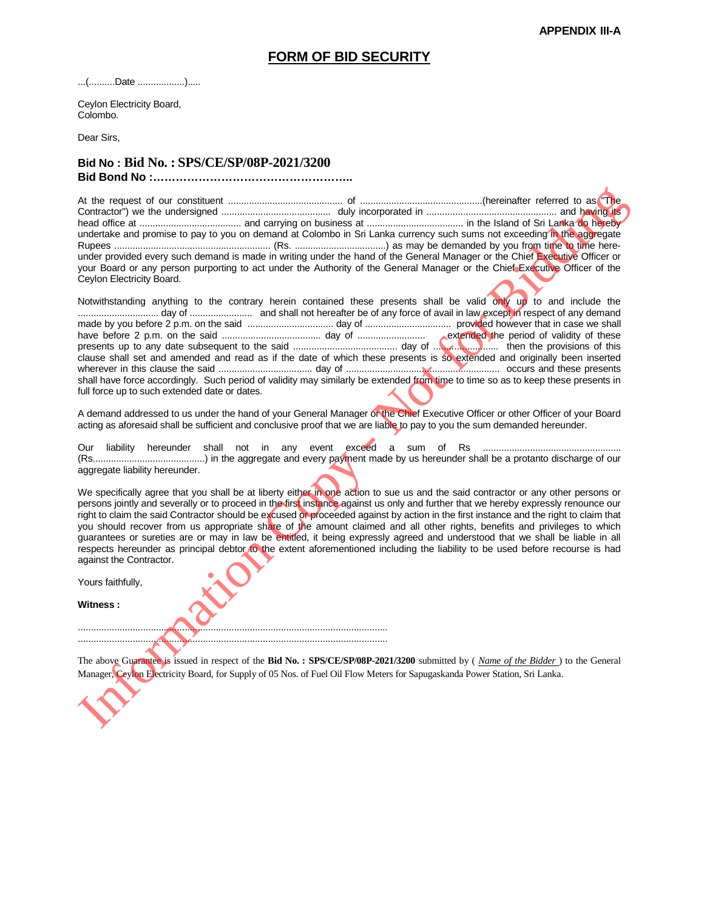**APPENDIX III-A**

# FORM OF BID SECURITY

...(..........Date ..................).....

Ceylon Electricity Board,
Colombo.

Dear Sirs,

**Bid No : Bid No. : SPS/CE/SP/08P-2021/3200**
**Bid Bond No :……………………………………………..**

At the request of our constituent ........................................... of ..............................................(hereinafter referred to as "The Contractor") we the undersigned .......................................... duly incorporated in ................................................. and having its head office at ...................................... and carrying on business at .................................... in the Island of Sri Lanka do hereby undertake and promise to pay to you on demand at Colombo in Sri Lanka currency such sums not exceeding in the aggregate Rupees ........................................................... (Rs. ..................................) as may be demanded by you from time to time here-under provided every such demand is made in writing under the hand of the General Manager or the Chief Executive Officer or your Board or any person purporting to act under the Authority of the General Manager or the Chief Executive Officer of the Ceylon Electricity Board.

Notwithstanding anything to the contrary herein contained these presents shall be valid only up to and include the .............................. day of ........................ and shall not hereafter be of any force of avail in law except in respect of any demand made by you before 2 p.m. on the said ................................ day of ................................ provided however that in case we shall have before 2 p.m. on the said ...................................... day of .......................... extended the period of validity of these presents up to any date subsequent to the said ....................................... day of ........................ then the provisions of this clause shall set and amended and read as if the date of which these presents is so extended and originally been inserted wherever in this clause the said ................................... day of ............................................................ occurs and these presents shall have force accordingly. Such period of validity may similarly be extended from time to time so as to keep these presents in full force up to such extended date or dates.

A demand addressed to us under the hand of your General Manager or the Chief Executive Officer or other Officer of your Board acting as aforesaid shall be sufficient and conclusive proof that we are liable to pay to you the sum demanded hereunder.

Our liability hereunder shall not in any event exceed a sum of Rs .................................................... (Rs..........................................) in the aggregate and every payment made by us hereunder shall be a protanto discharge of our aggregate liability hereunder.

We specifically agree that you shall be at liberty either in one action to sue us and the said contractor or any other persons or persons jointly and severally or to proceed in the first instance against us only and further that we hereby expressly renounce our right to claim the said Contractor should be excused or proceeded against by action in the first instance and the right to claim that you should recover from us appropriate share of the amount claimed and all other rights, benefits and privileges to which guarantees or sureties are or may in law be entitled, it being expressly agreed and understood that we shall be liable in all respects hereunder as principal debtor to the extent aforementioned including the liability to be used before recourse is had against the Contractor.

Yours faithfully,

**Witness :**

...................................................................................................................
...................................................................................................................

The above Guarantee is issued in respect of the **Bid No. : SPS/CE/SP/08P-2021/3200** submitted by ( *Name of the Bidder* ) to the General Manager, Ceylon Electricity Board, for Supply of 05 Nos. of Fuel Oil Flow Meters for Sapugaskanda Power Station, Sri Lanka.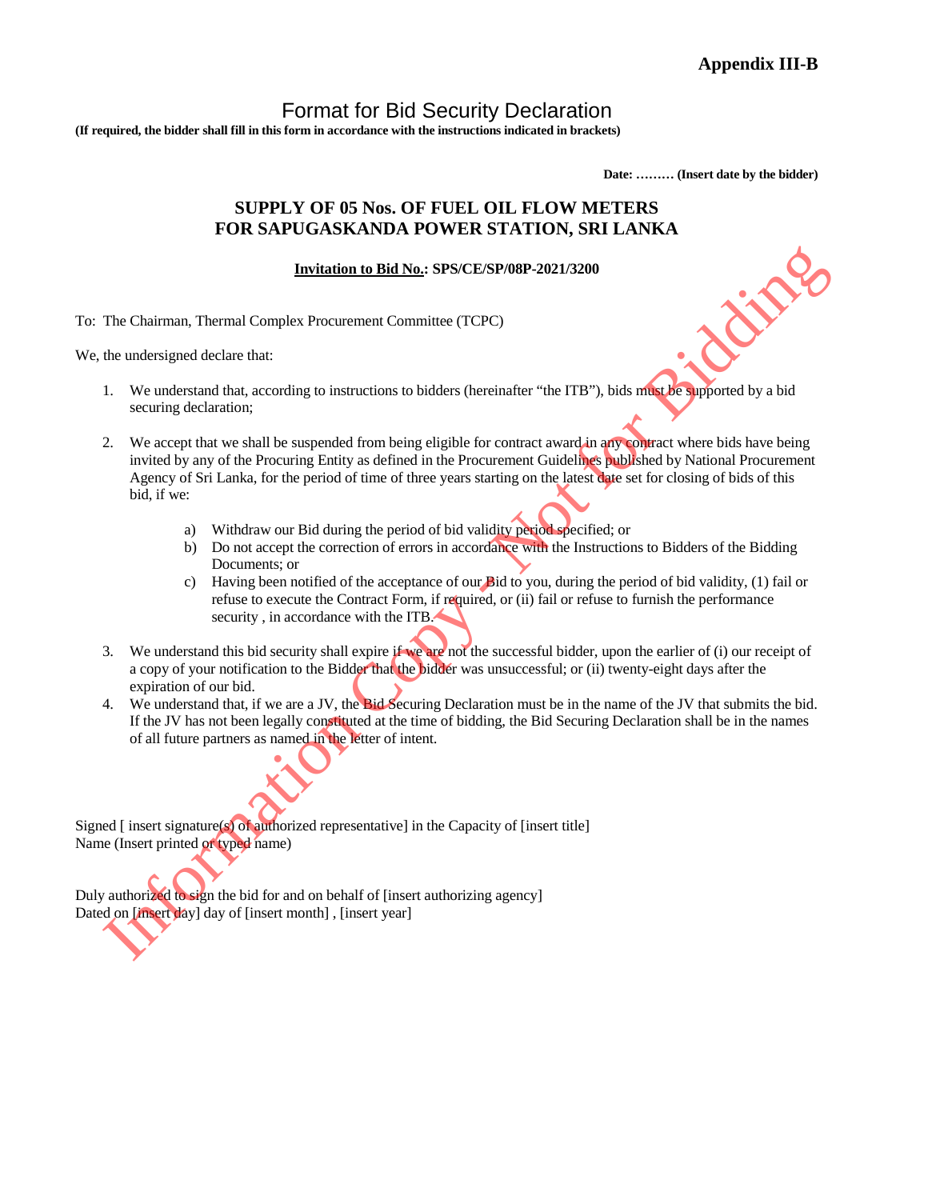**Appendix III-B**

# Format for Bid Security Declaration

**(If required, the bidder shall fill in this form in accordance with the instructions indicated in brackets)**

**Date: ……… (Insert date by the bidder)**

## SUPPLY OF 05 Nos. OF FUEL OIL FLOW METERS FOR SAPUGASKANDA POWER STATION, SRI LANKA

**<u>Invitation to Bid No.</u>: SPS/CE/SP/08P-2021/3200**

To: The Chairman, Thermal Complex Procurement Committee (TCPC)

We, the undersigned declare that:

1. We understand that, according to instructions to bidders (hereinafter "the ITB"), bids must be supported by a bid securing declaration;

2. We accept that we shall be suspended from being eligible for contract award in any contract where bids have being invited by any of the Procuring Entity as defined in the Procurement Guidelines published by National Procurement Agency of Sri Lanka, for the period of time of three years starting on the latest date set for closing of bids of this bid, if we:

   a) Withdraw our Bid during the period of bid validity period specified; or
   b) Do not accept the correction of errors in accordance with the Instructions to Bidders of the Bidding Documents; or
   c) Having been notified of the acceptance of our Bid to you, during the period of bid validity, (1) fail or refuse to execute the Contract Form, if required, or (ii) fail or refuse to furnish the performance security , in accordance with the ITB.

3. We understand this bid security shall expire if we are not the successful bidder, upon the earlier of (i) our receipt of a copy of your notification to the Bidder that the bidder was unsuccessful; or (ii) twenty-eight days after the expiration of our bid.
4. We understand that, if we are a JV, the Bid Securing Declaration must be in the name of the JV that submits the bid. If the JV has not been legally constituted at the time of bidding, the Bid Securing Declaration shall be in the names of all future partners as named in the letter of intent.

Signed [ insert signature(s) of authorized representative] in the Capacity of [insert title]
Name (Insert printed or typed name)

Duly authorized to sign the bid for and on behalf of [insert authorizing agency]
Dated on [insert day] day of [insert month] , [insert year]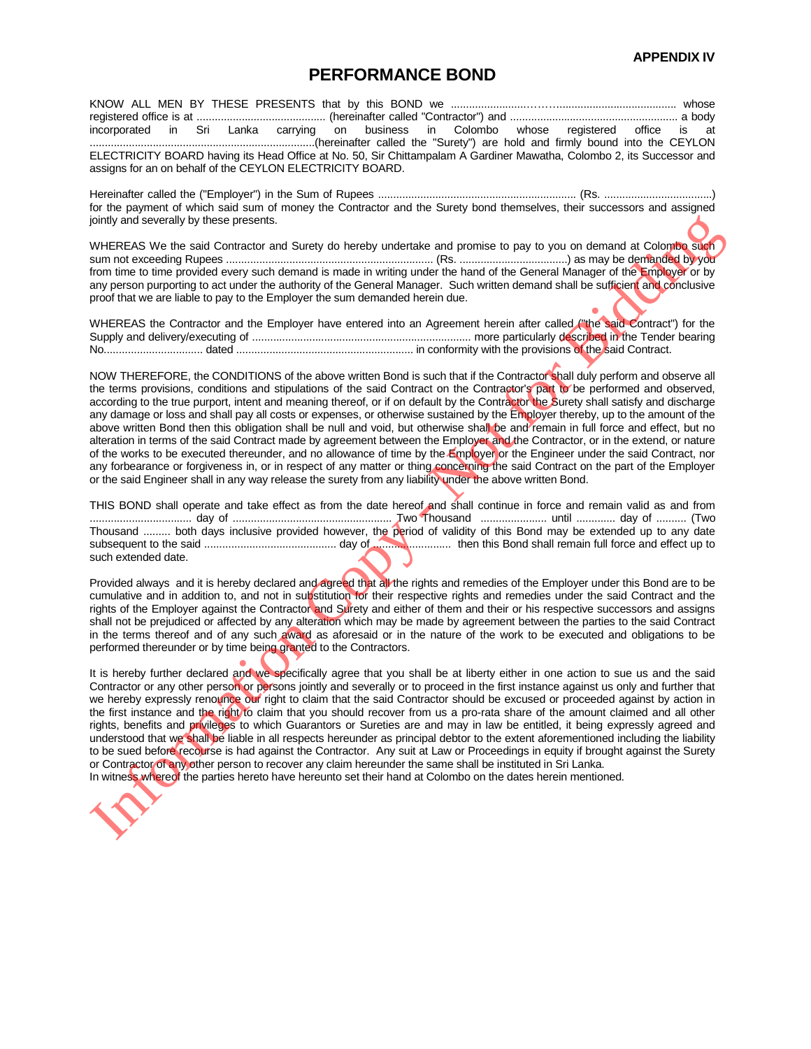**APPENDIX IV**

# PERFORMANCE BOND

KNOW ALL MEN BY THESE PRESENTS that by this BOND we ..........................……........................................ whose registered office is at .......................................... (hereinafter called "Contractor") and ....................................................... a body incorporated in Sri Lanka carrying on business in Colombo whose registered office is at ..........................................................................(hereinafter called the "Surety") are hold and firmly bound into the CEYLON ELECTRICITY BOARD having its Head Office at No. 50, Sir Chittampalam A Gardiner Mawatha, Colombo 2, its Successor and assigns for an on behalf of the CEYLON ELECTRICITY BOARD.

Hereinafter called the ("Employer") in the Sum of Rupees .................................................................. (Rs. ...................................) for the payment of which said sum of money the Contractor and the Surety bond themselves, their successors and assigned jointly and severally by these presents.

WHEREAS We the said Contractor and Surety do hereby undertake and promise to pay to you on demand at Colombo such sum not exceeding Rupees ..................................................................... (Rs. ...................................) as may be demanded by you from time to time provided every such demand is made in writing under the hand of the General Manager of the Employer or by any person purporting to act under the authority of the General Manager. Such written demand shall be sufficient and conclusive proof that we are liable to pay to the Employer the sum demanded herein due.

WHEREAS the Contractor and the Employer have entered into an Agreement herein after called ("the said Contract") for the Supply and delivery/executing of ......................................................................... more particularly described in the Tender bearing No................................. dated .......................................................... in conformity with the provisions of the said Contract.

NOW THEREFORE, the CONDITIONS of the above written Bond is such that if the Contractor shall duly perform and observe all the terms provisions, conditions and stipulations of the said Contract on the Contractor's part to be performed and observed, according to the true purport, intent and meaning thereof, or if on default by the Contractor the Surety shall satisfy and discharge any damage or loss and shall pay all costs or expenses, or otherwise sustained by the Employer thereby, up to the amount of the above written Bond then this obligation shall be null and void, but otherwise shall be and remain in full force and effect, but no alteration in terms of the said Contract made by agreement between the Employer and the Contractor, or in the extend, or nature of the works to be executed thereunder, and no allowance of time by the Employer or the Engineer under the said Contract, nor any forbearance or forgiveness in, or in respect of any matter or thing concerning the said Contract on the part of the Employer or the said Engineer shall in any way release the surety from any liability under the above written Bond.

THIS BOND shall operate and take effect as from the date hereof and shall continue in force and remain valid as and from ................................. day of .................................................... Two Thousand ...................... until ............. day of .......... (Two Thousand ......... both days inclusive provided however, the period of validity of this Bond may be extended up to any date subsequent to the said ........................................... day of .......................... then this Bond shall remain full force and effect up to such extended date.

Provided always and it is hereby declared and agreed that all the rights and remedies of the Employer under this Bond are to be cumulative and in addition to, and not in substitution for their respective rights and remedies under the said Contract and the rights of the Employer against the Contractor and Surety and either of them and their or his respective successors and assigns shall not be prejudiced or affected by any alteration which may be made by agreement between the parties to the said Contract in the terms thereof and of any such award as aforesaid or in the nature of the work to be executed and obligations to be performed thereunder or by time being granted to the Contractors.

It is hereby further declared and we specifically agree that you shall be at liberty either in one action to sue us and the said Contractor or any other person or persons jointly and severally or to proceed in the first instance against us only and further that we hereby expressly renounce our right to claim that the said Contractor should be excused or proceeded against by action in the first instance and the right to claim that you should recover from us a pro-rata share of the amount claimed and all other rights, benefits and privileges to which Guarantors or Sureties are and may in law be entitled, it being expressly agreed and understood that we shall be liable in all respects hereunder as principal debtor to the extent aforementioned including the liability to be sued before recourse is had against the Contractor. Any suit at Law or Proceedings in equity if brought against the Surety or Contractor of any other person to recover any claim hereunder the same shall be instituted in Sri Lanka.
In witness whereof the parties hereto have hereunto set their hand at Colombo on the dates herein mentioned.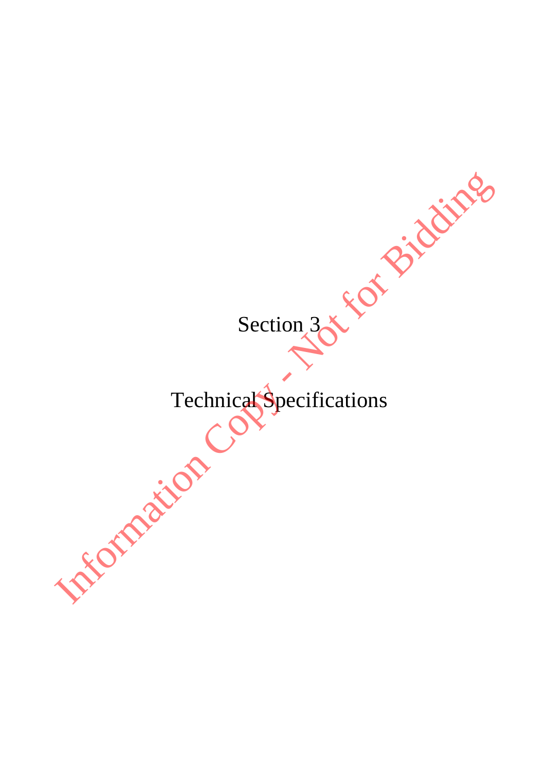# Section 3

# Technical Specifications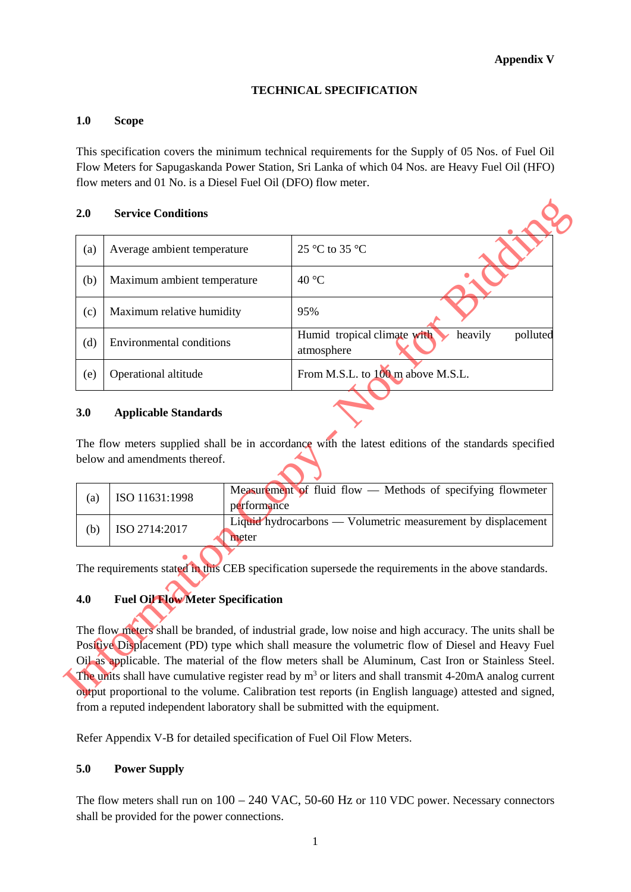**Appendix V**

# TECHNICAL SPECIFICATION

## 1.0 Scope

This specification covers the minimum technical requirements for the Supply of 05 Nos. of Fuel Oil Flow Meters for Sapugaskanda Power Station, Sri Lanka of which 04 Nos. are Heavy Fuel Oil (HFO) flow meters and 01 No. is a Diesel Fuel Oil (DFO) flow meter.

## 2.0 Service Conditions

| | | |
|---|---|---|
| (a) | Average ambient temperature | 25 °C to 35 °C |
| (b) | Maximum ambient temperature | 40 °C |
| (c) | Maximum relative humidity | 95% |
| (d) | Environmental conditions | Humid tropical climate with heavily polluted atmosphere |
| (e) | Operational altitude | From M.S.L. to 100 m above M.S.L. |

## 3.0 Applicable Standards

The flow meters supplied shall be in accordance with the latest editions of the standards specified below and amendments thereof.

| | | |
|---|---|---|
| (a) | ISO 11631:1998 | Measurement of fluid flow — Methods of specifying flowmeter performance |
| (b) | ISO 2714:2017 | Liquid hydrocarbons — Volumetric measurement by displacement meter |

The requirements stated in this CEB specification supersede the requirements in the above standards.

## 4.0 Fuel Oil Flow Meter Specification

The flow meters shall be branded, of industrial grade, low noise and high accuracy. The units shall be Positive Displacement (PD) type which shall measure the volumetric flow of Diesel and Heavy Fuel Oil as applicable. The material of the flow meters shall be Aluminum, Cast Iron or Stainless Steel. The units shall have cumulative register read by $m^3$ or liters and shall transmit 4-20mA analog current output proportional to the volume. Calibration test reports (in English language) attested and signed, from a reputed independent laboratory shall be submitted with the equipment.

Refer Appendix V-B for detailed specification of Fuel Oil Flow Meters.

## 5.0 Power Supply

The flow meters shall run on 100 – 240 VAC, 50-60 Hz or 110 VDC power. Necessary connectors shall be provided for the power connections.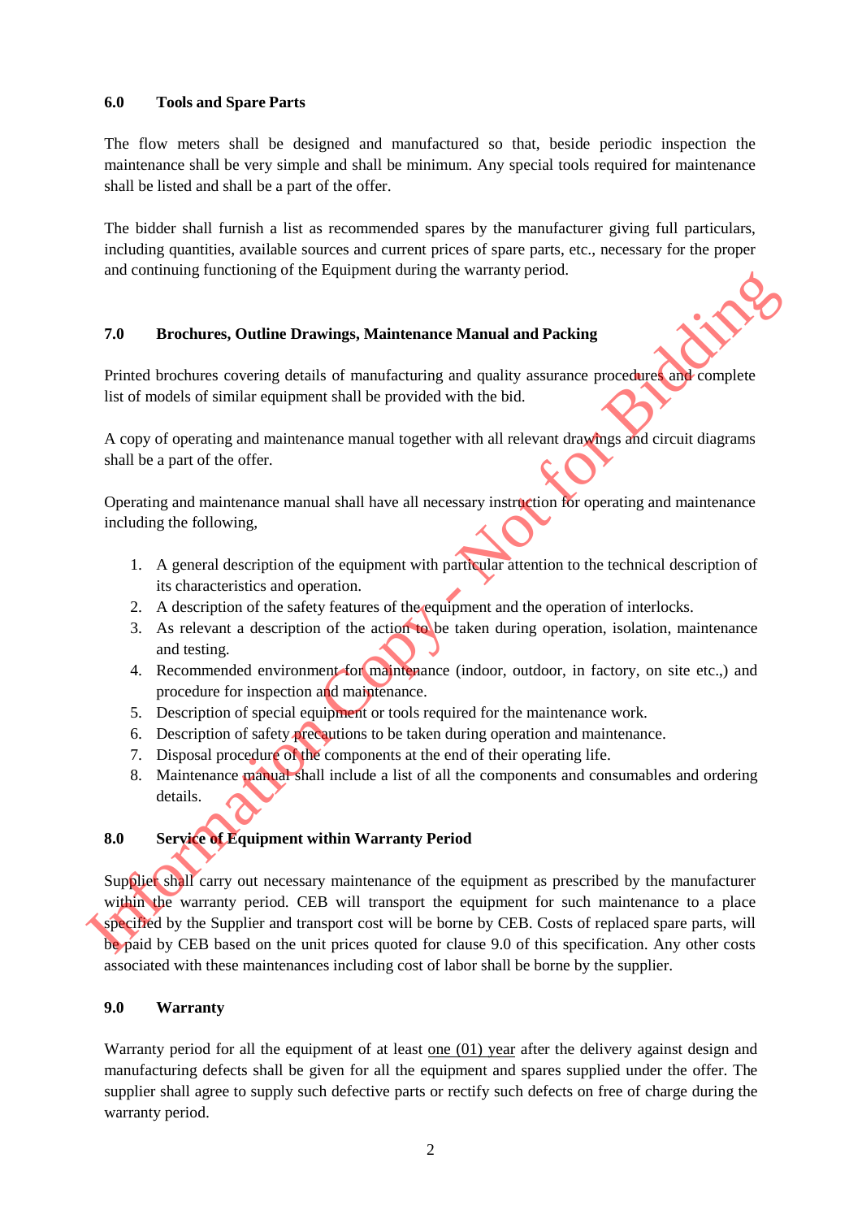### 6.0 Tools and Spare Parts

The flow meters shall be designed and manufactured so that, beside periodic inspection the maintenance shall be very simple and shall be minimum. Any special tools required for maintenance shall be listed and shall be a part of the offer.

The bidder shall furnish a list as recommended spares by the manufacturer giving full particulars, including quantities, available sources and current prices of spare parts, etc., necessary for the proper and continuing functioning of the Equipment during the warranty period.

### 7.0 Brochures, Outline Drawings, Maintenance Manual and Packing

Printed brochures covering details of manufacturing and quality assurance procedures and complete list of models of similar equipment shall be provided with the bid.

A copy of operating and maintenance manual together with all relevant drawings and circuit diagrams shall be a part of the offer.

Operating and maintenance manual shall have all necessary instruction for operating and maintenance including the following,

1. A general description of the equipment with particular attention to the technical description of its characteristics and operation.
2. A description of the safety features of the equipment and the operation of interlocks.
3. As relevant a description of the action to be taken during operation, isolation, maintenance and testing.
4. Recommended environment for maintenance (indoor, outdoor, in factory, on site etc.,) and procedure for inspection and maintenance.
5. Description of special equipment or tools required for the maintenance work.
6. Description of safety precautions to be taken during operation and maintenance.
7. Disposal procedure of the components at the end of their operating life.
8. Maintenance manual shall include a list of all the components and consumables and ordering details.

### 8.0 Service of Equipment within Warranty Period

Supplier shall carry out necessary maintenance of the equipment as prescribed by the manufacturer within the warranty period. CEB will transport the equipment for such maintenance to a place specified by the Supplier and transport cost will be borne by CEB. Costs of replaced spare parts, will be paid by CEB based on the unit prices quoted for clause 9.0 of this specification. Any other costs associated with these maintenances including cost of labor shall be borne by the supplier.

### 9.0 Warranty

Warranty period for all the equipment of at least one (01) year after the delivery against design and manufacturing defects shall be given for all the equipment and spares supplied under the offer. The supplier shall agree to supply such defective parts or rectify such defects on free of charge during the warranty period.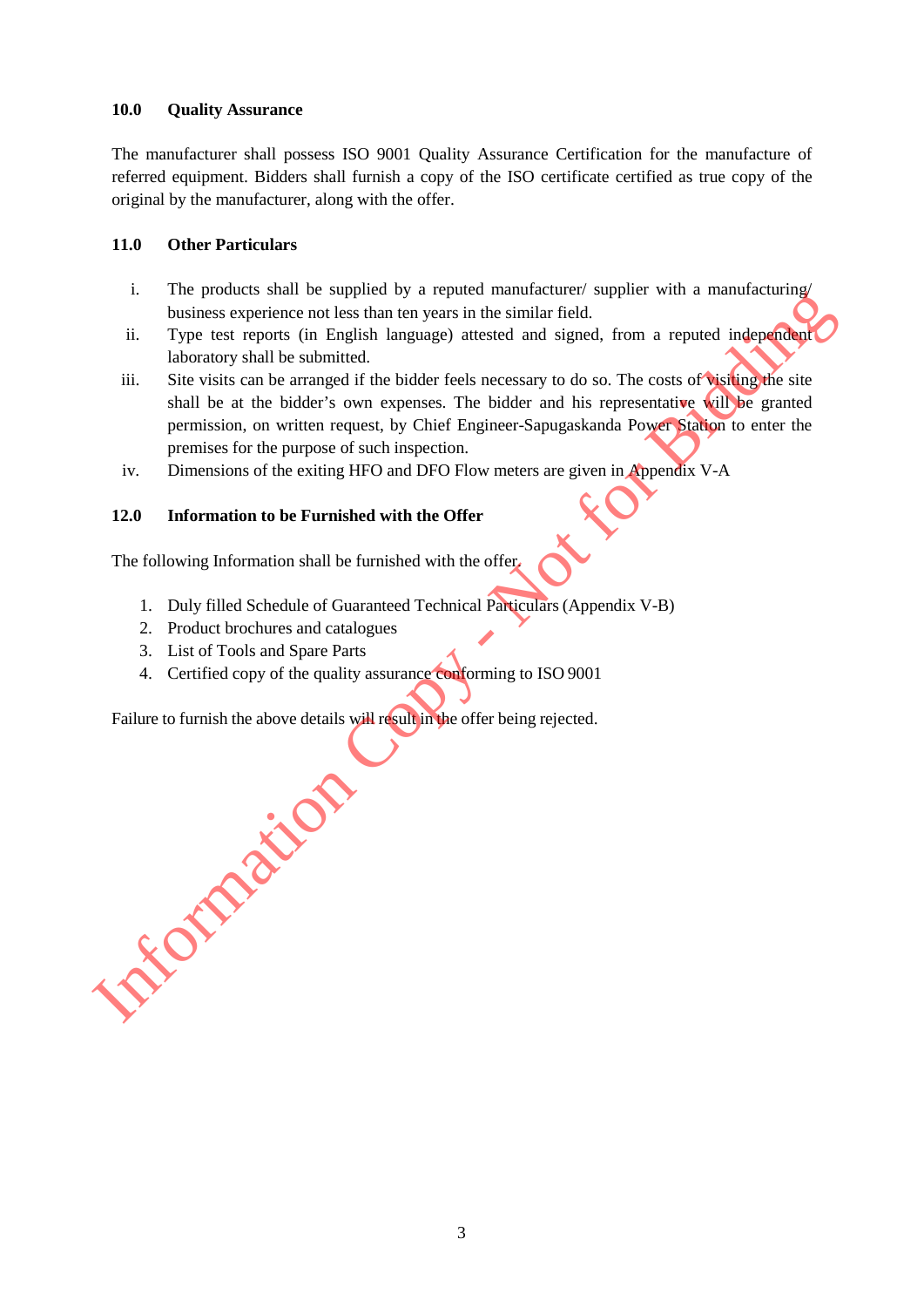## 10.0 Quality Assurance

The manufacturer shall possess ISO 9001 Quality Assurance Certification for the manufacture of referred equipment. Bidders shall furnish a copy of the ISO certificate certified as true copy of the original by the manufacturer, along with the offer.

## 11.0 Other Particulars

i. The products shall be supplied by a reputed manufacturer/ supplier with a manufacturing/ business experience not less than ten years in the similar field.

ii. Type test reports (in English language) attested and signed, from a reputed independent laboratory shall be submitted.

iii. Site visits can be arranged if the bidder feels necessary to do so. The costs of visiting the site shall be at the bidder's own expenses. The bidder and his representative will be granted permission, on written request, by Chief Engineer-Sapugaskanda Power Station to enter the premises for the purpose of such inspection.

iv. Dimensions of the exiting HFO and DFO Flow meters are given in Appendix V-A

## 12.0 Information to be Furnished with the Offer

The following Information shall be furnished with the offer.

1. Duly filled Schedule of Guaranteed Technical Particulars (Appendix V-B)
2. Product brochures and catalogues
3. List of Tools and Spare Parts
4. Certified copy of the quality assurance conforming to ISO 9001

Failure to furnish the above details will result in the offer being rejected.

Information Copy - Not for Bidding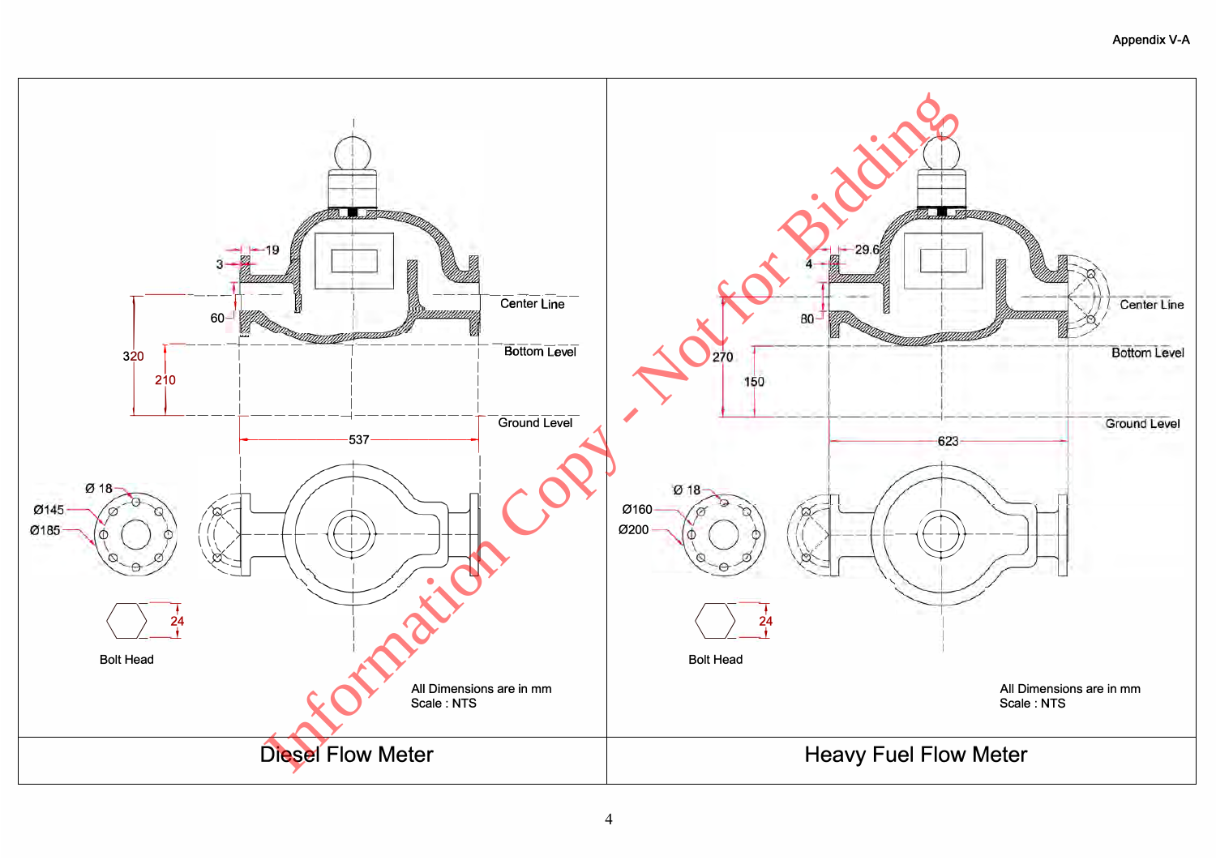Appendix V-A

**Diesel Flow Meter**

19

3

60

320

210

Center Line

Bottom Level

Ground Level

537

Ø 18

Ø145

Ø185

24

Bolt Head

All Dimensions are in mm
Scale : NTS

**Heavy Fuel Flow Meter**

29.6

4

80

270

150

Center Line

Bottom Level

Ground Level

623

Ø 18

Ø160

Ø200

24

Bolt Head

All Dimensions are in mm
Scale : NTS

Information Copy - Not for Bidding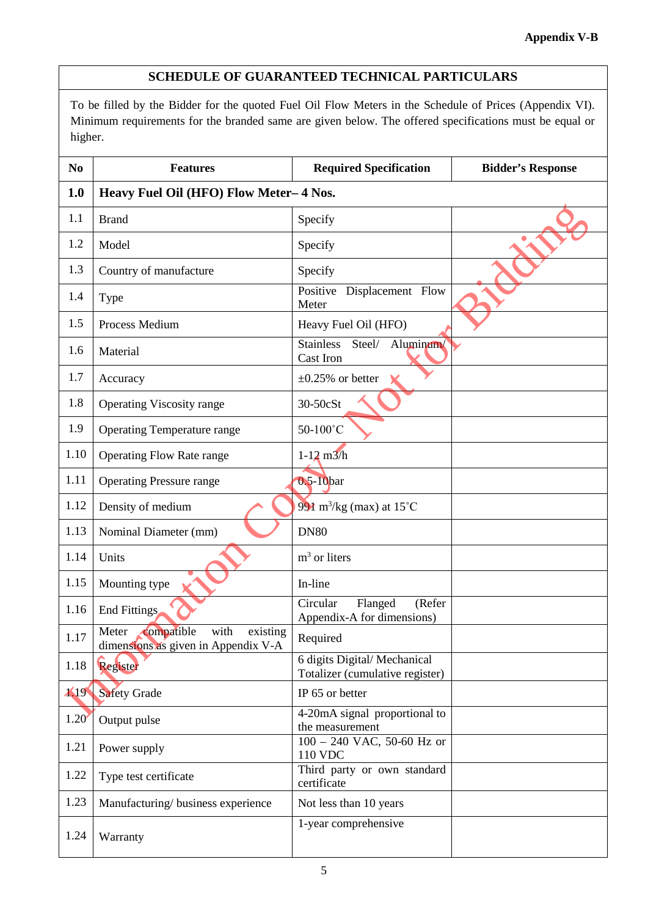Appendix V-B

| SCHEDULE OF GUARANTEED TECHNICAL PARTICULARS | | | |
|---|---|---|---|
| To be filled by the Bidder for the quoted Fuel Oil Flow Meters in the Schedule of Prices (Appendix VI). Minimum requirements for the branded same are given below. The offered specifications must be equal or higher. | | | |
| **No** | **Features** | **Required Specification** | **Bidder's Response** |
| **1.0** | **Heavy Fuel Oil (HFO) Flow Meter– 4 Nos.** | | |
| 1.1 | Brand | Specify | |
| 1.2 | Model | Specify | |
| 1.3 | Country of manufacture | Specify | |
| 1.4 | Type | Positive Displacement Flow Meter | |
| 1.5 | Process Medium | Heavy Fuel Oil (HFO) | |
| 1.6 | Material | Stainless Steel/ Aluminum/ Cast Iron | |
| 1.7 | Accuracy | ±0.25% or better | |
| 1.8 | Operating Viscosity range | 30-50cSt | |
| 1.9 | Operating Temperature range | 50-100˚C | |
| 1.10 | Operating Flow Rate range | 1-12 m3/h | |
| 1.11 | Operating Pressure range | 0.5-10bar | |
| 1.12 | Density of medium | 991 $m^3$/kg (max) at 15˚C | |
| 1.13 | Nominal Diameter (mm) | DN80 | |
| 1.14 | Units | $m^3$ or liters | |
| 1.15 | Mounting type | In-line | |
| 1.16 | End Fittings | Circular Flanged (Refer Appendix-A for dimensions) | |
| 1.17 | Meter compatible with existing dimensions as given in Appendix V-A | Required | |
| 1.18 | Register | 6 digits Digital/ Mechanical Totalizer (cumulative register) | |
| 1.19 | Safety Grade | IP 65 or better | |
| 1.20 | Output pulse | 4-20mA signal proportional to the measurement | |
| 1.21 | Power supply | 100 – 240 VAC, 50-60 Hz or 110 VDC | |
| 1.22 | Type test certificate | Third party or own standard certificate | |
| 1.23 | Manufacturing/ business experience | Not less than 10 years | |
| 1.24 | Warranty | 1-year comprehensive | |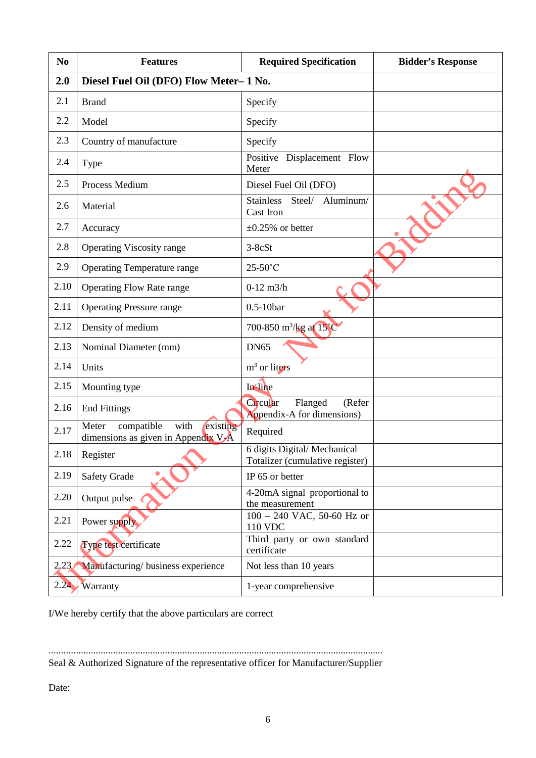| No | Features | Required Specification | Bidder's Response |
|---|---|---|---|
| **2.0** | **Diesel Fuel Oil (DFO) Flow Meter– 1 No.** | | |
| 2.1 | Brand | Specify | |
| 2.2 | Model | Specify | |
| 2.3 | Country of manufacture | Specify | |
| 2.4 | Type | Positive Displacement Flow Meter | |
| 2.5 | Process Medium | Diesel Fuel Oil (DFO) | |
| 2.6 | Material | Stainless Steel/ Aluminum/ Cast Iron | |
| 2.7 | Accuracy | ±0.25% or better | |
| 2.8 | Operating Viscosity range | 3-8cSt | |
| 2.9 | Operating Temperature range | 25-50˚C | |
| 2.10 | Operating Flow Rate range | 0-12 m3/h | |
| 2.11 | Operating Pressure range | 0.5-10bar | |
| 2.12 | Density of medium | 700-850 $m^3$/kg at 15˚C | |
| 2.13 | Nominal Diameter (mm) | DN65 | |
| 2.14 | Units | $m^3$ or liters | |
| 2.15 | Mounting type | In-line | |
| 2.16 | End Fittings | Circular Flanged (Refer Appendix-A for dimensions) | |
| 2.17 | Meter compatible with existing dimensions as given in Appendix V-A | Required | |
| 2.18 | Register | 6 digits Digital/ Mechanical Totalizer (cumulative register) | |
| 2.19 | Safety Grade | IP 65 or better | |
| 2.20 | Output pulse | 4-20mA signal proportional to the measurement | |
| 2.21 | Power supply | 100 – 240 VAC, 50-60 Hz or 110 VDC | |
| 2.22 | Type test certificate | Third party or own standard certificate | |
| 2.23 | Manufacturing/ business experience | Not less than 10 years | |
| 2.24 | Warranty | 1-year comprehensive | |

I/We hereby certify that the above particulars are correct

..........................................................................................................................................

Seal & Authorized Signature of the representative officer for Manufacturer/Supplier

Date: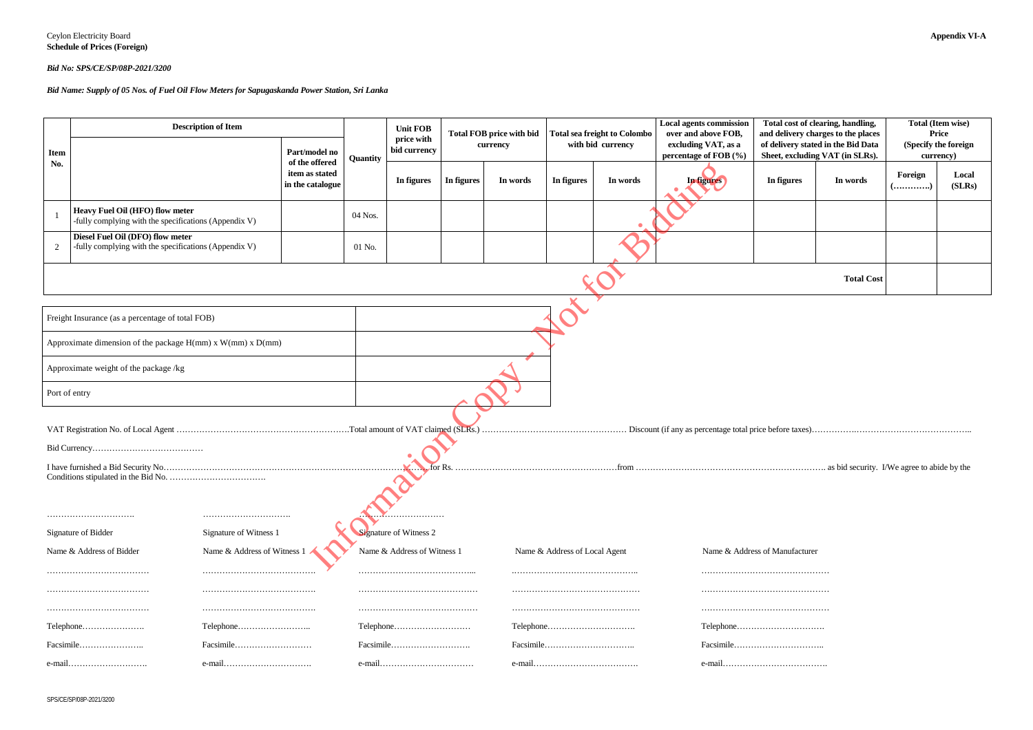Ceylon Electricity Board
**Schedule of Prices (Foreign)**

**Appendix VI-A**

***Bid No: SPS/CE/SP/08P-2021/3200***

***Bid Name: Supply of 05 Nos. of Fuel Oil Flow Meters for Sapugaskanda Power Station, Sri Lanka***

| Item No. | Description of Item | | Quantity | Unit FOB price with bid currency | Total FOB price with bid currency | | Total sea freight to Colombo with bid currency | | Local agents commission over and above FOB, excluding VAT, as a percentage of FOB (%) | Total cost of clearing, handling, and delivery charges to the places of delivery stated in the Bid Data Sheet, excluding VAT (in SLRs). | | Total (Item wise) Price (Specify the foreign currency) | |
|---|---|---|---|---|---|---|---|---|---|---|---|---|---|
| | | Part/model no of the offered item as stated in the catalogue | | In figures | In figures | In words | In figures | In words | In figures | In figures | In words | Foreign (…………) | Local (SLRs) |
| 1 | **Heavy Fuel Oil (HFO) flow meter** -fully complying with the specifications (Appendix V) | | 04 Nos. | | | | | | | | | | |
| 2 | **Diesel Fuel Oil (DFO) flow meter** -fully complying with the specifications (Appendix V) | | 01 No. | | | | | | | | | | |
| | | | | | | | | | | | **Total Cost** | | |

| | |
|---|---|
| Freight Insurance (as a percentage of total FOB) | |
| Approximate dimension of the package H(mm) x W(mm) x D(mm) | |
| Approximate weight of the package /kg | |
| Port of entry | |

VAT Registration No. of Local Agent ………………………………………………….Total amount of VAT claimed (SLRs.) …………………………………………… Discount (if any as percentage total price before taxes)…………….…………………………………..

Bid Currency…………………………………

I have furnished a Bid Security No…………………………………………………………………………… for Rs. …………………………………………………from …………………………………………………………. as bid security. I/We agree to abide by the Conditions stipulated in the Bid No. …………………………….

| | | | | |
|---|---|---|---|---|
| ………………………….. | ………………………….. | ………………………… | | |
| Signature of Bidder | Signature of Witness 1 | Signature of Witness 2 | | |
| Name & Address of Bidder | Name & Address of Witness 1 | Name & Address of Witness 1 | Name & Address of Local Agent | Name & Address of Manufacturer |
| ……………………………… | …………………………………. | …………………………………... | …………………………………….. | ……………………………………… |
| ……………………………… | …………………………………. | …………………………………… | ……………………………………… | ……………………………………… |
| ……………………………… | …………………………………. | …………………………………… | ……………………………………… | ……………………………………… |
| Telephone…………………. | Telephone…………………….. | Telephone……………………… | Telephone………………………… | Telephone…………………………. |
| Facsimile………………….. | Facsimile……………………… | Facsimile………………………. | Facsimile………………………….. | Facsimile………………………….. |
| e-mail………………………. | e-mail…………………………. | e-mail…………………………… | e-mail………………………………. | e-mail………………………………. |

SPS/CE/SP/08P-2021/3200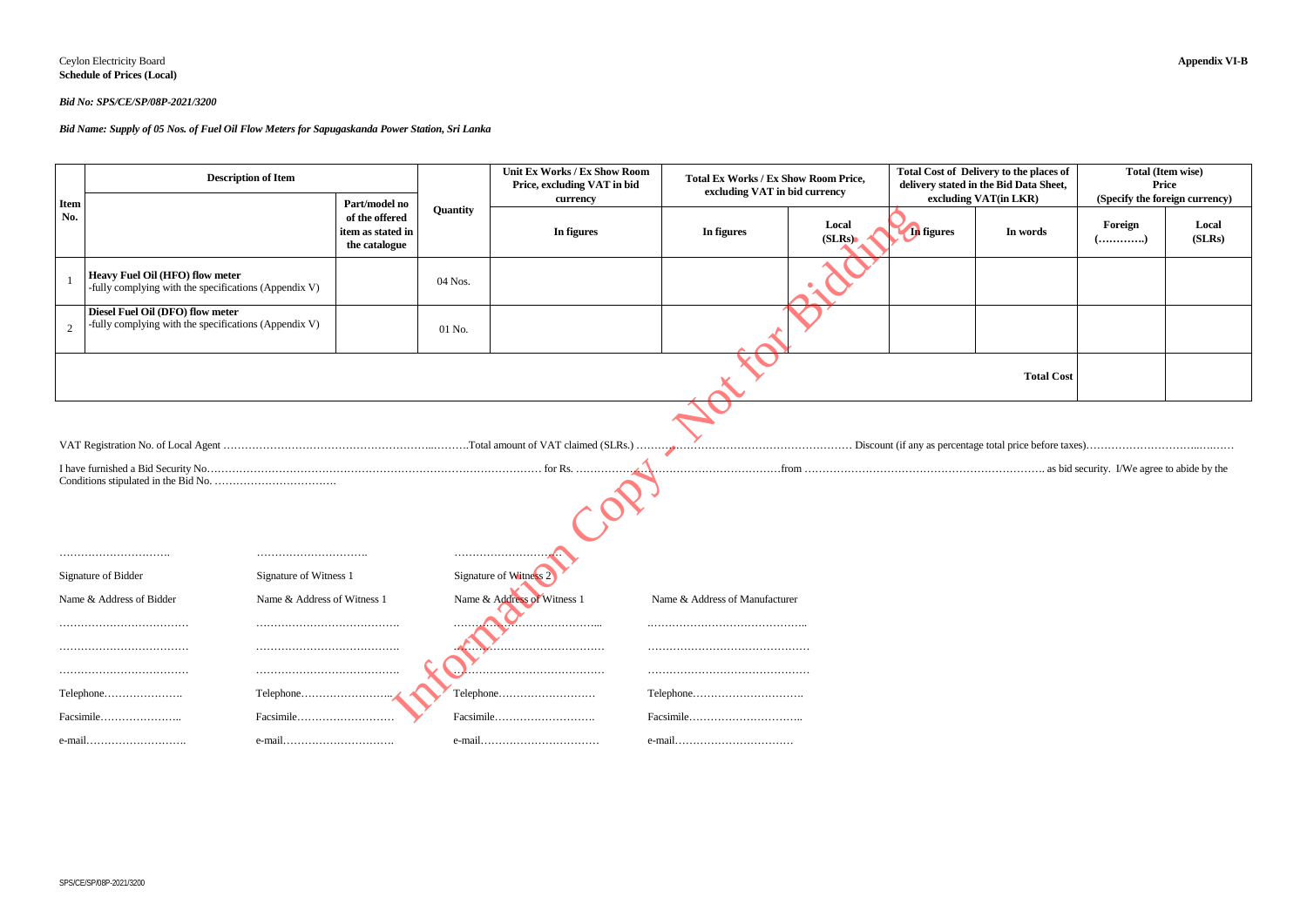Ceylon Electricity Board
**Schedule of Prices (Local)**

**Appendix VI-B**

***Bid No: SPS/CE/SP/08P-2021/3200***

***Bid Name: Supply of 05 Nos. of Fuel Oil Flow Meters for Sapugaskanda Power Station, Sri Lanka***

| Item No. | Description of Item | | Quantity | Unit Ex Works / Ex Show Room Price, excluding VAT in bid currency | Total Ex Works / Ex Show Room Price, excluding VAT in bid currency | | Total Cost of Delivery to the places of delivery stated in the Bid Data Sheet, excluding VAT(in LKR) | | Total (Item wise) Price (Specify the foreign currency) | |
|---|---|---|---|---|---|---|---|---|---|---|
| | | Part/model no of the offered item as stated in the catalogue | | In figures | In figures | Local (SLRs) | In figures | In words | Foreign (…………..) | Local (SLRs) |
| 1 | **Heavy Fuel Oil (HFO) flow meter** -fully complying with the specifications (Appendix V) | | 04 Nos. | | | | | | | |
| 2 | **Diesel Fuel Oil (DFO) flow meter** -fully complying with the specifications (Appendix V) | | 01 No. | | | | | | | |
| | | | | | | | | **Total Cost** | | |

VAT Registration No. of Local Agent …………………………………………………..……….Total amount of VAT claimed (SLRs.) …………………………………………………… Discount (if any as percentage total price before taxes)……………………….…..……

I have furnished a Bid Security No………………………………………………………………………… for Rs. …………………………………………………from ………………………………………………………. as bid security. I/We agree to abide by the Conditions stipulated in the Bid No. …………………………….

| | | | |
|---|---|---|---|
| ………………………… | ………………………… | ………………………… | |
| Signature of Bidder | Signature of Witness 1 | Signature of Witness 2 | |
| Name & Address of Bidder | Name & Address of Witness 1 | Name & Address of Witness 1 | Name & Address of Manufacturer |
| ……………………………… | ………………………………. | ………………………………... | …………………………………….. |
| ……………………………… | ………………………………. | ………………………………… | …………………………………… |
| ……………………………… | ………………………………. | ………………………………… | …………………………………… |
| Telephone…………………. | Telephone…………………….. | Telephone……………………… | Telephone…………………………. |
| Facsimile………………….. | Facsimile……………………… | Facsimile………………………. | Facsimile………………………….. |
| e-mail………………………. | e-mail…………………………. | e-mail…………………………… | e-mail…………………………… |

SPS/CE/SP/08P-2021/3200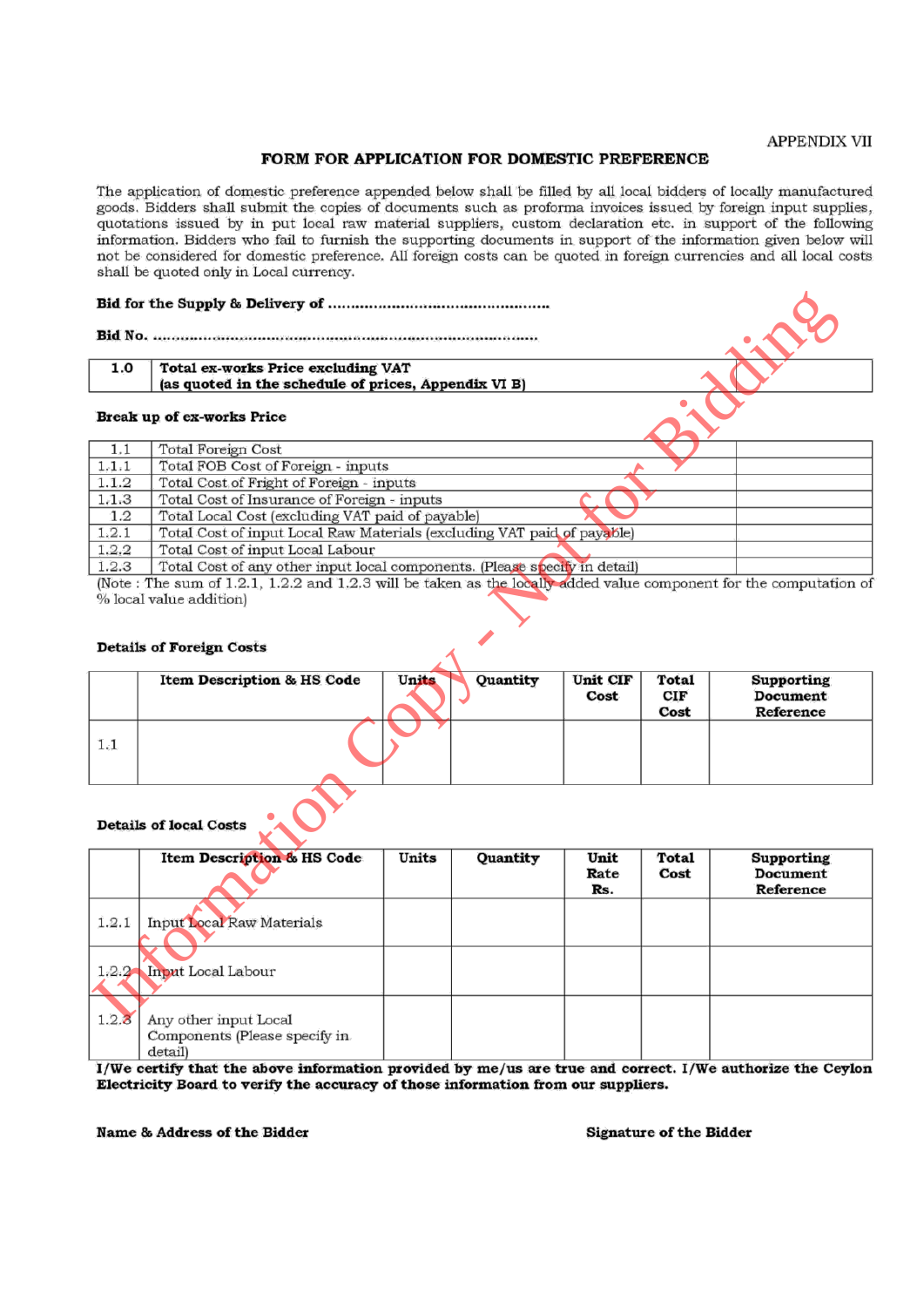APPENDIX VII

## FORM FOR APPLICATION FOR DOMESTIC PREFERENCE

The application of domestic preference appended below shall be filled by all local bidders of locally manufactured goods. Bidders shall submit the copies of documents such as proforma invoices issued by foreign input supplies, quotations issued by in put local raw material suppliers, custom declaration etc. in support of the following information. Bidders who fail to furnish the supporting documents in support of the information given below will not be considered for domestic preference. All foreign costs can be quoted in foreign currencies and all local costs shall be quoted only in Local currency.

**Bid for the Supply & Delivery of ……………………………………………**

**Bid No. ……………………………………………………………………………**

| 1.0 | **Total ex-works Price excluding VAT (as quoted in the schedule of prices, Appendix VI B)** | |
|---|---|---|

**Break up of ex-works Price**

| | | |
|---|---|---|
| 1.1 | Total Foreign Cost | |
| 1.1.1 | Total FOB Cost of Foreign - inputs | |
| 1.1.2 | Total Cost of Fright of Foreign - inputs | |
| 1.1.3 | Total Cost of Insurance of Foreign - inputs | |
| 1.2 | Total Local Cost (excluding VAT paid of payable) | |
| 1.2.1 | Total Cost of input Local Raw Materials (excluding VAT paid of payable) | |
| 1.2.2 | Total Cost of input Local Labour | |
| 1.2.3 | Total Cost of any other input local components. (Please specify in detail) | |

(Note : The sum of 1.2.1, 1.2.2 and 1.2.3 will be taken as the locally added value component for the computation of % local value addition)

**Details of Foreign Costs**

| | Item Description & HS Code | Units | Quantity | Unit CIF Cost | Total CIF Cost | Supporting Document Reference |
|---|---|---|---|---|---|---|
| 1.1 | | | | | | |

**Details of local Costs**

| | Item Description & HS Code | Units | Quantity | Unit Rate Rs. | Total Cost | Supporting Document Reference |
|---|---|---|---|---|---|---|
| 1.2.1 | Input Local Raw Materials | | | | | |
| 1.2.2 | Input Local Labour | | | | | |
| 1.2.3 | Any other input Local Components (Please specify in detail) | | | | | |

**I/We certify that the above information provided by me/us are true and correct. I/We authorize the Ceylon Electricity Board to verify the accuracy of those information from our suppliers.**

**Name & Address of the Bidder** **Signature of the Bidder**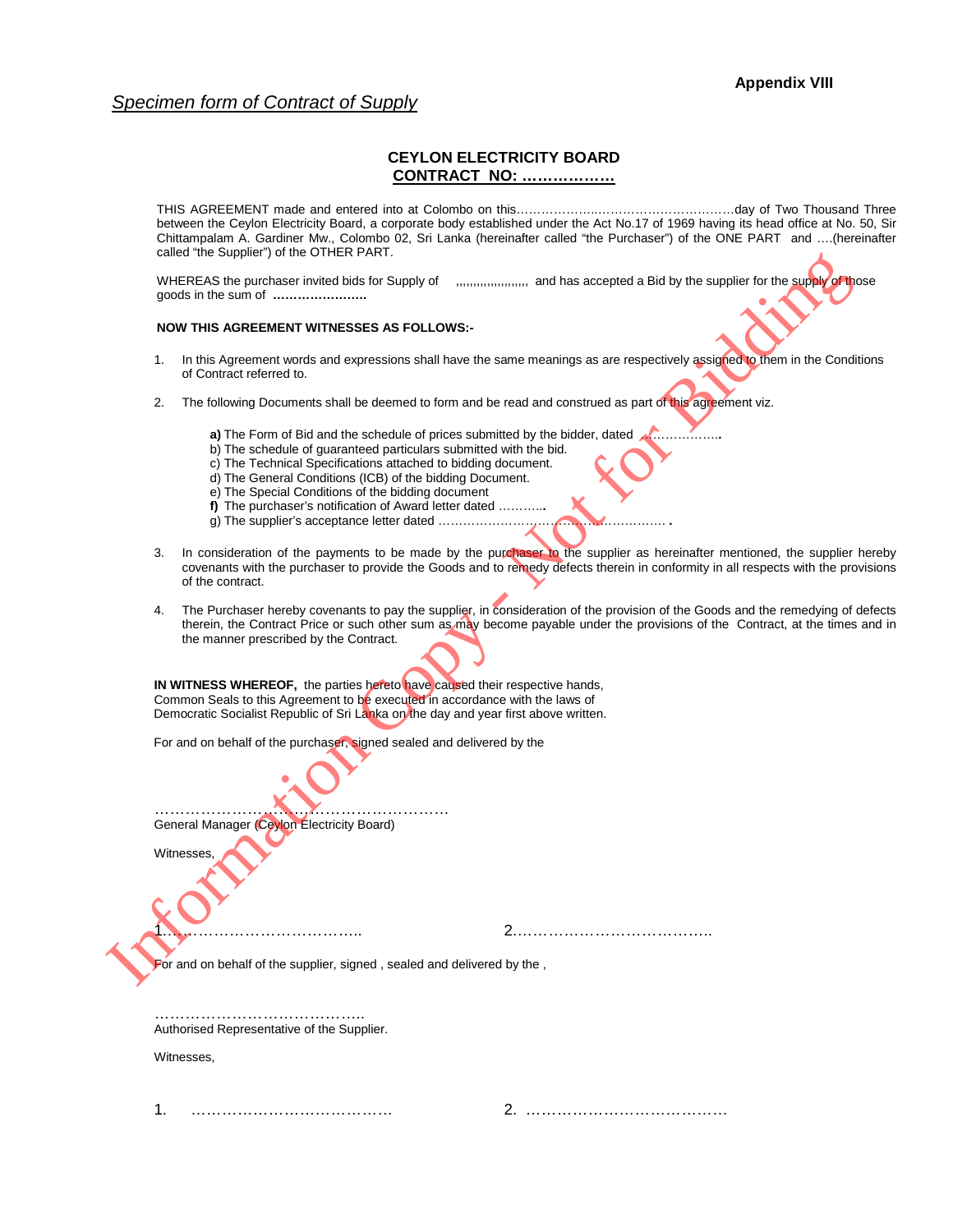**Appendix VIII**

*Specimen form of Contract of Supply*

**CEYLON ELECTRICITY BOARD**
**CONTRACT NO: ………………**

THIS AGREEMENT made and entered into at Colombo on this………………..……………………………day of Two Thousand Three between the Ceylon Electricity Board, a corporate body established under the Act No.17 of 1969 having its head office at No. 50, Sir Chittampalam A. Gardiner Mw., Colombo 02, Sri Lanka (hereinafter called "the Purchaser") of the ONE PART and ….(hereinafter called "the Supplier") of the OTHER PART.

WHEREAS the purchaser invited bids for Supply of ,,,,,,,,,,,,,,,,,,,,,, and has accepted a Bid by the supplier for the supply of those goods in the sum of **…………………..**

**NOW THIS AGREEMENT WITNESSES AS FOLLOWS:-**

1. In this Agreement words and expressions shall have the same meanings as are respectively assigned to them in the Conditions of Contract referred to.

2. The following Documents shall be deemed to form and be read and construed as part of this agreement viz.

   **a)** The Form of Bid and the schedule of prices submitted by the bidder, dated ……………..**.**
   b) The schedule of guaranteed particulars submitted with the bid.
   c) The Technical Specifications attached to bidding document.
   d) The General Conditions (ICB) of the bidding Document.
   e) The Special Conditions of the bidding document
   **f)** The purchaser's notification of Award letter dated ………..**.**
   g) The supplier's acceptance letter dated …………………………………………………. **.**

3. In consideration of the payments to be made by the purchaser to the supplier as hereinafter mentioned, the supplier hereby covenants with the purchaser to provide the Goods and to remedy defects therein in conformity in all respects with the provisions of the contract.

4. The Purchaser hereby covenants to pay the supplier, in consideration of the provision of the Goods and the remedying of defects therein, the Contract Price or such other sum as may become payable under the provisions of the Contract, at the times and in the manner prescribed by the Contract.

**IN WITNESS WHEREOF,** the parties hereto have caused their respective hands, Common Seals to this Agreement to be executed in accordance with the laws of Democratic Socialist Republic of Sri Lanka on the day and year first above written.

For and on behalf of the purchaser, signed sealed and delivered by the

……………………………………………………
General Manager (Ceylon Electricity Board)

Witnesses,

1……………………………….. 2………………………………..

For and on behalf of the supplier, signed , sealed and delivered by the ,

…………………………………..
Authorised Representative of the Supplier.

Witnesses,

1. ………………………………… 2. …………………………………

Information Copy - Not for Bidding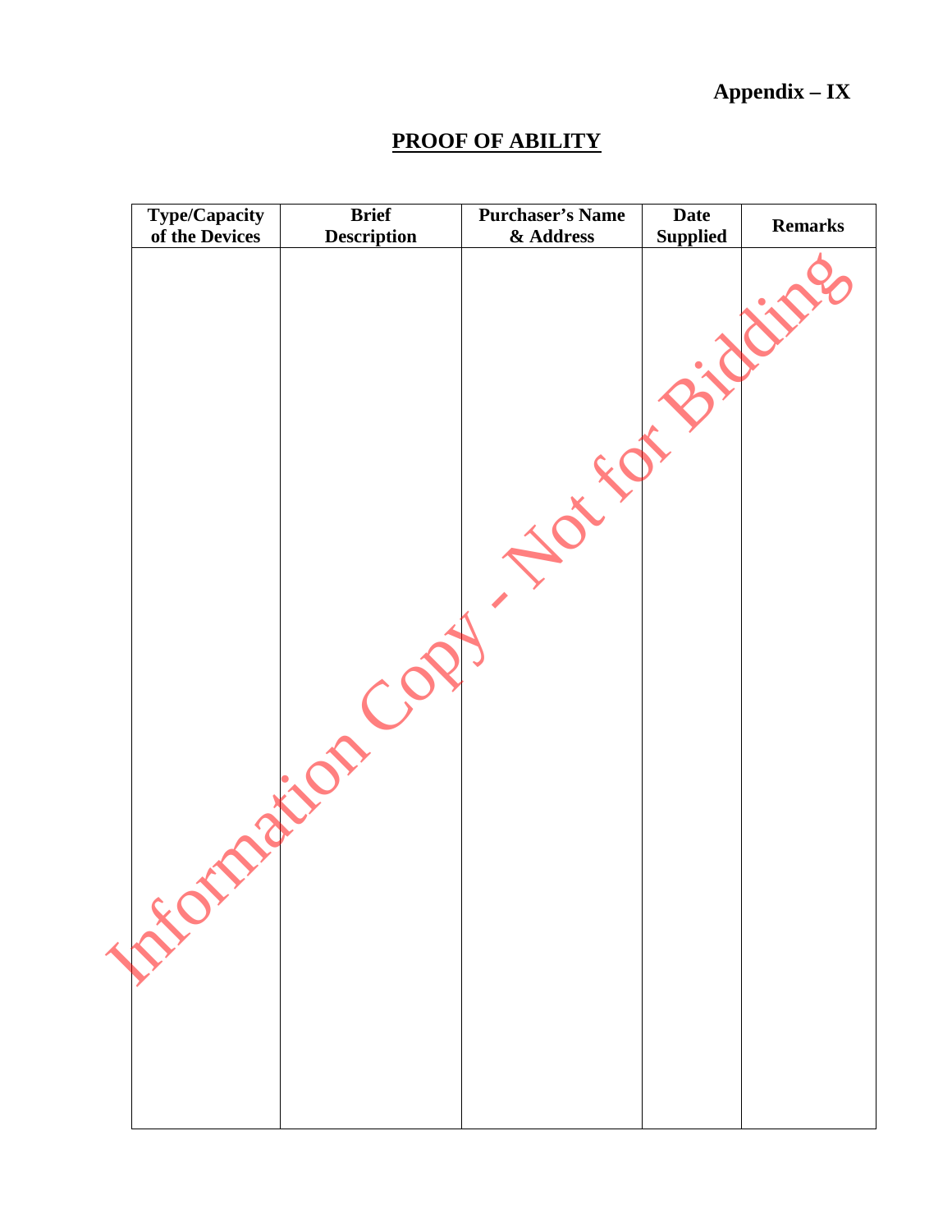**Appendix – IX**

# PROOF OF ABILITY

| Type/Capacity of the Devices | Brief Description | Purchaser's Name & Address | Date Supplied | Remarks |
|---|---|---|---|---|
| | | | | |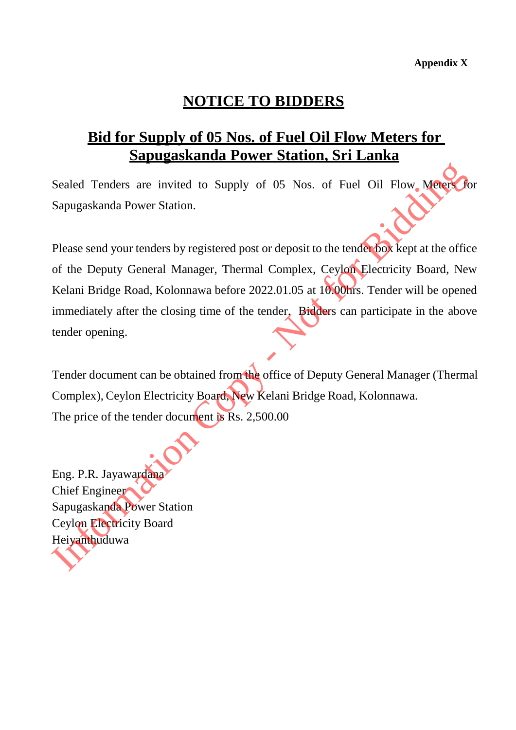**Appendix X**

# NOTICE TO BIDDERS

## Bid for Supply of 05 Nos. of Fuel Oil Flow Meters for Sapugaskanda Power Station, Sri Lanka

Sealed Tenders are invited to Supply of 05 Nos. of Fuel Oil Flow Meters for Sapugaskanda Power Station.

Please send your tenders by registered post or deposit to the tender box kept at the office of the Deputy General Manager, Thermal Complex, Ceylon Electricity Board, New Kelani Bridge Road, Kolonnawa before 2022.01.05 at 10.00hrs. Tender will be opened immediately after the closing time of the tender. Bidders can participate in the above tender opening.

Tender document can be obtained from the office of Deputy General Manager (Thermal Complex), Ceylon Electricity Board, New Kelani Bridge Road, Kolonnawa.
The price of the tender document is Rs. 2,500.00

Eng. P.R. Jayawardana
Chief Engineer
Sapugaskanda Power Station
Ceylon Electricity Board
Heiyanthuduwa